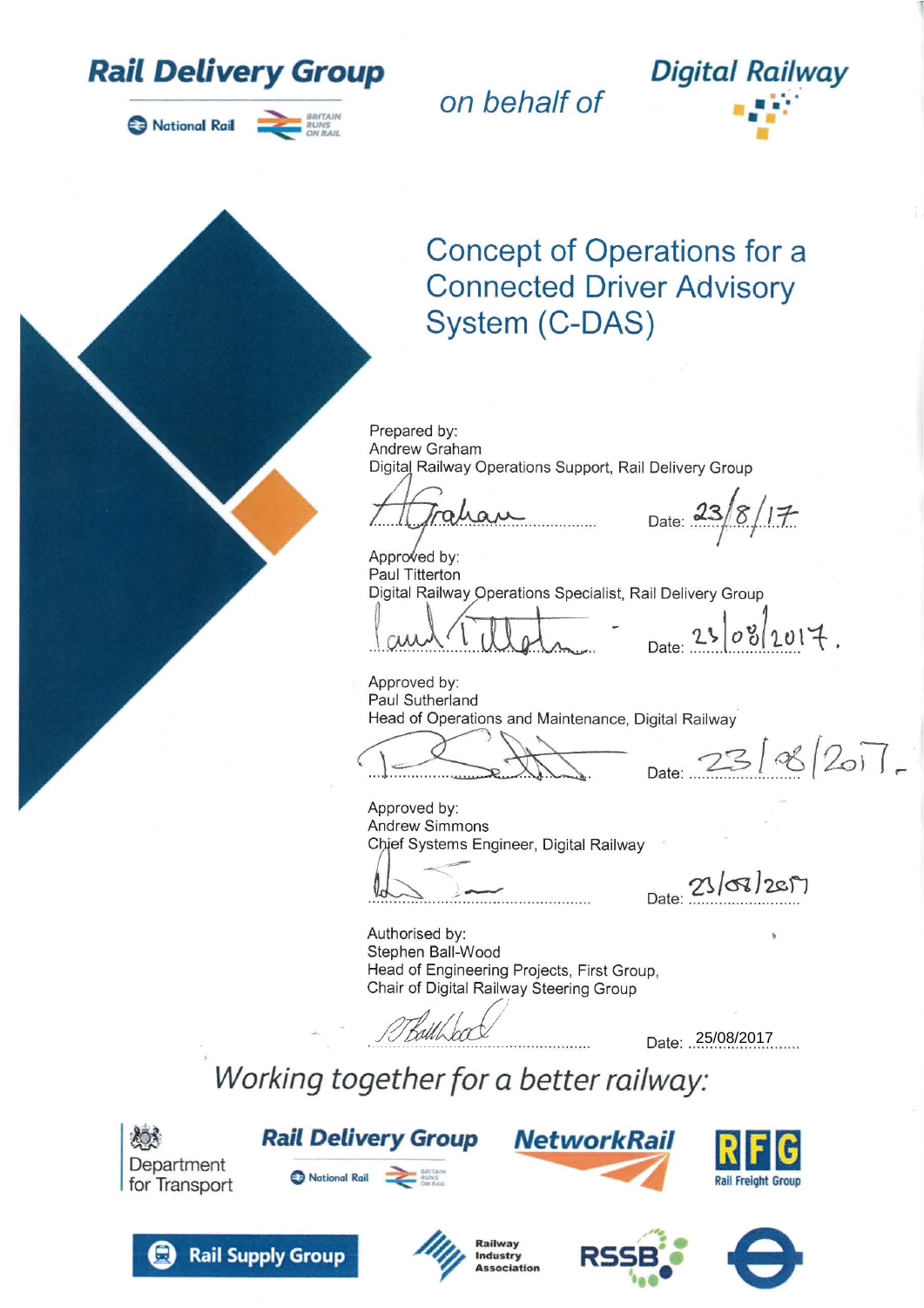Rail Delivery Group

National Rail

*on behalf of*

Digital Railway

# Concept of Operations for a Connected Driver Advisory System (C-DAS)

Prepared by:
Andrew Graham
Digital Railway Operations Support, Rail Delivery Group

Date: 23/8/17

Approved by:
Paul Titterton
Digital Railway Operations Specialist, Rail Delivery Group

Date: 23/08/2017.

Approved by:
Paul Sutherland
Head of Operations and Maintenance, Digital Railway

Date: 23/08/2017

Approved by:
Andrew Simmons
Chief Systems Engineer, Digital Railway

Date: 23/08/2017

Authorised by:
Stephen Ball-Wood
Head of Engineering Projects, First Group,
Chair of Digital Railway Steering Group

Date: 25/08/2017

*Working together for a better railway:*

Department for Transport | Rail Delivery Group | NetworkRail | RFG Rail Freight Group | Rail Supply Group | Railway Industry Association | RSSB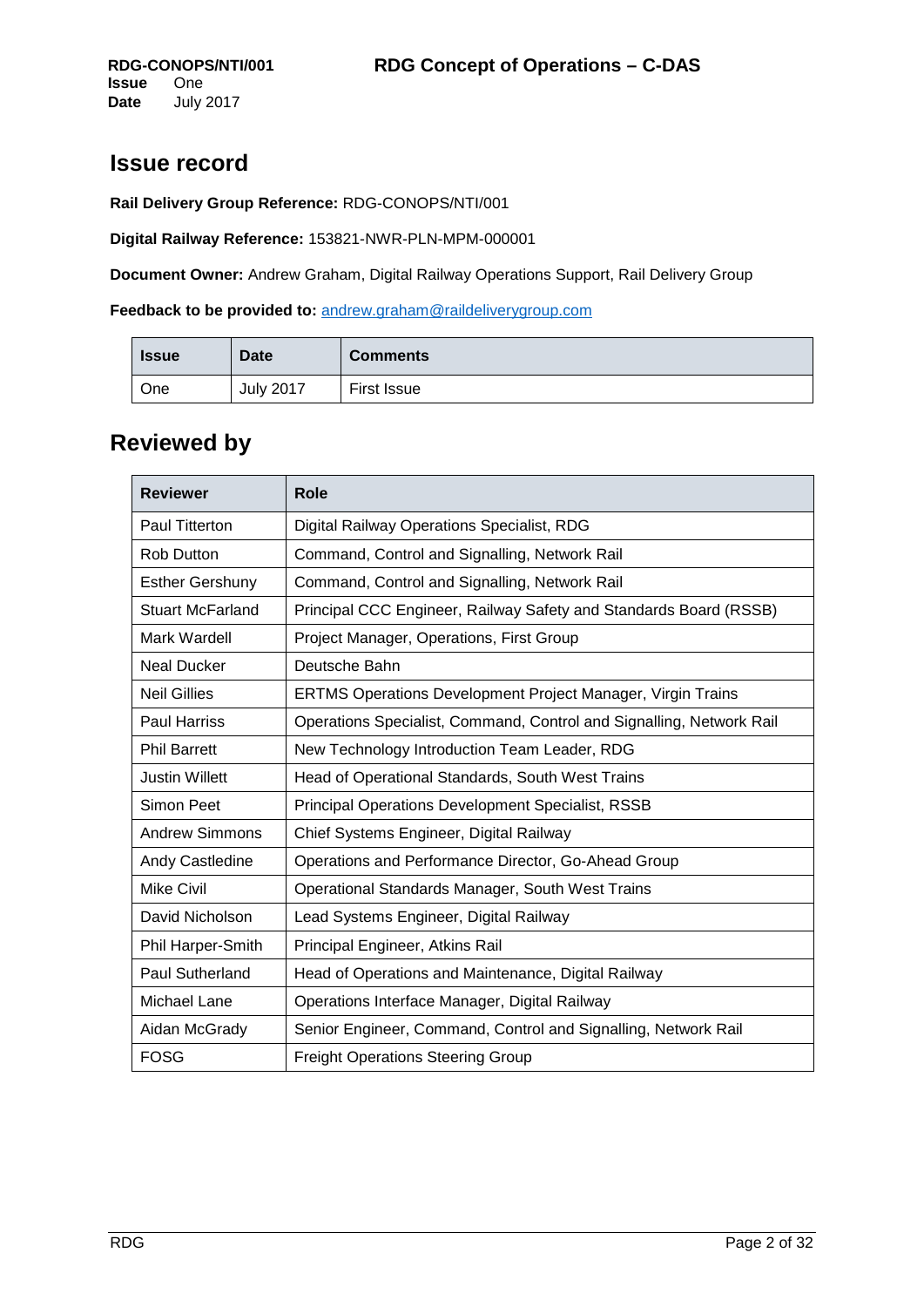## Issue record

**Rail Delivery Group Reference:** RDG-CONOPS/NTI/001

**Digital Railway Reference:** 153821-NWR-PLN-MPM-000001

**Document Owner:** Andrew Graham, Digital Railway Operations Support, Rail Delivery Group

**Feedback to be provided to:** andrew.graham@raildeliverygroup.com

| Issue | Date | Comments |
|---|---|---|
| One | July 2017 | First Issue |

## Reviewed by

| Reviewer | Role |
|---|---|
| Paul Titterton | Digital Railway Operations Specialist, RDG |
| Rob Dutton | Command, Control and Signalling, Network Rail |
| Esther Gershuny | Command, Control and Signalling, Network Rail |
| Stuart McFarland | Principal CCC Engineer, Railway Safety and Standards Board (RSSB) |
| Mark Wardell | Project Manager, Operations, First Group |
| Neal Ducker | Deutsche Bahn |
| Neil Gillies | ERTMS Operations Development Project Manager, Virgin Trains |
| Paul Harriss | Operations Specialist, Command, Control and Signalling, Network Rail |
| Phil Barrett | New Technology Introduction Team Leader, RDG |
| Justin Willett | Head of Operational Standards, South West Trains |
| Simon Peet | Principal Operations Development Specialist, RSSB |
| Andrew Simmons | Chief Systems Engineer, Digital Railway |
| Andy Castledine | Operations and Performance Director, Go-Ahead Group |
| Mike Civil | Operational Standards Manager, South West Trains |
| David Nicholson | Lead Systems Engineer, Digital Railway |
| Phil Harper-Smith | Principal Engineer, Atkins Rail |
| Paul Sutherland | Head of Operations and Maintenance, Digital Railway |
| Michael Lane | Operations Interface Manager, Digital Railway |
| Aidan McGrady | Senior Engineer, Command, Control and Signalling, Network Rail |
| FOSG | Freight Operations Steering Group |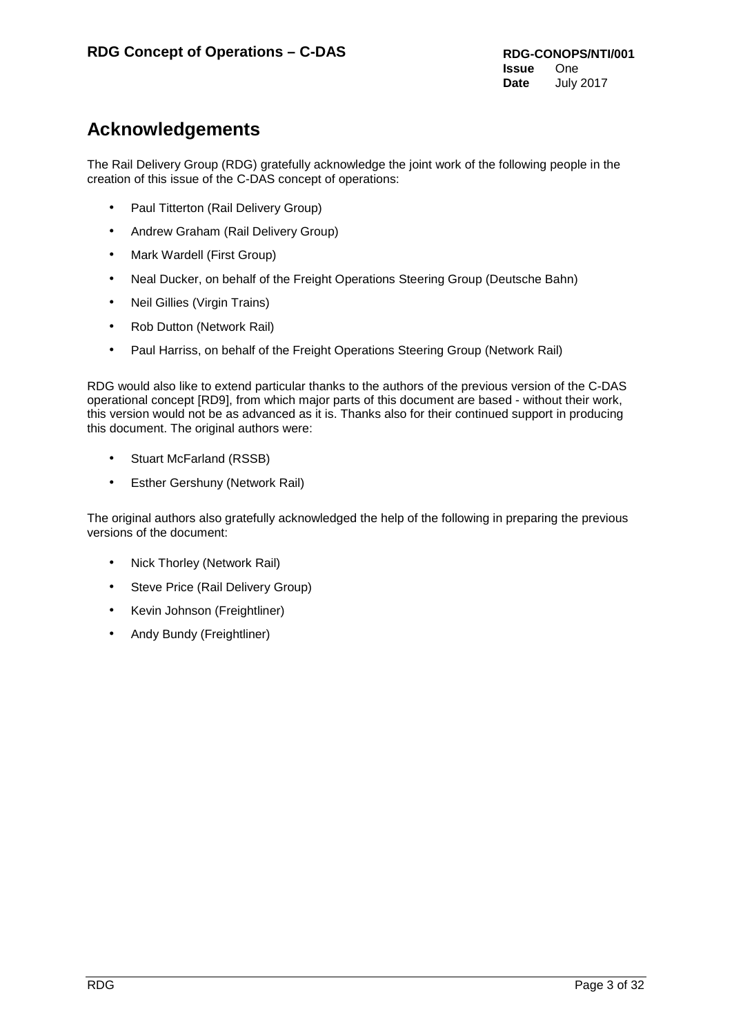# Acknowledgements

The Rail Delivery Group (RDG) gratefully acknowledge the joint work of the following people in the creation of this issue of the C-DAS concept of operations:

- Paul Titterton (Rail Delivery Group)
- Andrew Graham (Rail Delivery Group)
- Mark Wardell (First Group)
- Neal Ducker, on behalf of the Freight Operations Steering Group (Deutsche Bahn)
- Neil Gillies (Virgin Trains)
- Rob Dutton (Network Rail)
- Paul Harriss, on behalf of the Freight Operations Steering Group (Network Rail)

RDG would also like to extend particular thanks to the authors of the previous version of the C-DAS operational concept [RD9], from which major parts of this document are based - without their work, this version would not be as advanced as it is. Thanks also for their continued support in producing this document. The original authors were:

- Stuart McFarland (RSSB)
- Esther Gershuny (Network Rail)

The original authors also gratefully acknowledged the help of the following in preparing the previous versions of the document:

- Nick Thorley (Network Rail)
- Steve Price (Rail Delivery Group)
- Kevin Johnson (Freightliner)
- Andy Bundy (Freightliner)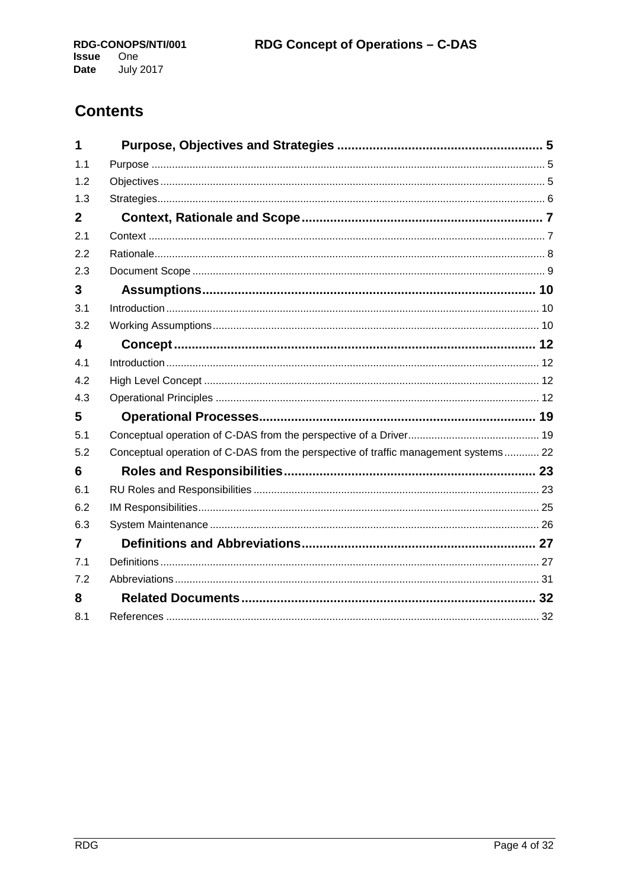# Contents

| | | |
|---|---|---|
| **1** | **Purpose, Objectives and Strategies** | **5** |
| 1.1 | Purpose | 5 |
| 1.2 | Objectives | 5 |
| 1.3 | Strategies | 6 |
| **2** | **Context, Rationale and Scope** | **7** |
| 2.1 | Context | 7 |
| 2.2 | Rationale | 8 |
| 2.3 | Document Scope | 9 |
| **3** | **Assumptions** | **10** |
| 3.1 | Introduction | 10 |
| 3.2 | Working Assumptions | 10 |
| **4** | **Concept** | **12** |
| 4.1 | Introduction | 12 |
| 4.2 | High Level Concept | 12 |
| 4.3 | Operational Principles | 12 |
| **5** | **Operational Processes** | **19** |
| 5.1 | Conceptual operation of C-DAS from the perspective of a Driver | 19 |
| 5.2 | Conceptual operation of C-DAS from the perspective of traffic management systems | 22 |
| **6** | **Roles and Responsibilities** | **23** |
| 6.1 | RU Roles and Responsibilities | 23 |
| 6.2 | IM Responsibilities | 25 |
| 6.3 | System Maintenance | 26 |
| **7** | **Definitions and Abbreviations** | **27** |
| 7.1 | Definitions | 27 |
| 7.2 | Abbreviations | 31 |
| **8** | **Related Documents** | **32** |
| 8.1 | References | 32 |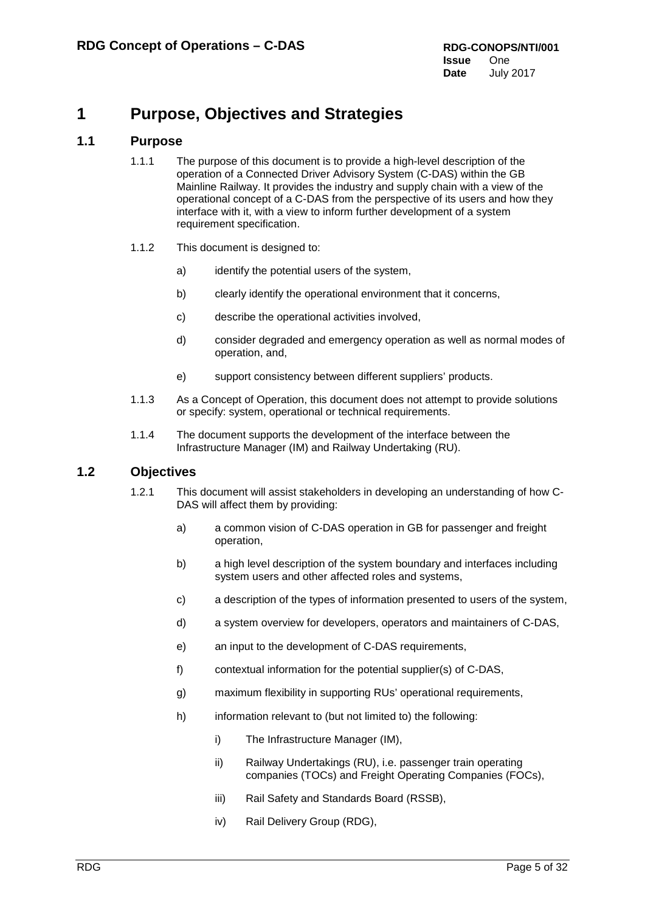# 1 Purpose, Objectives and Strategies

## 1.1 Purpose

1.1.1 The purpose of this document is to provide a high-level description of the operation of a Connected Driver Advisory System (C-DAS) within the GB Mainline Railway. It provides the industry and supply chain with a view of the operational concept of a C-DAS from the perspective of its users and how they interface with it, with a view to inform further development of a system requirement specification.

1.1.2 This document is designed to:

a) identify the potential users of the system,

b) clearly identify the operational environment that it concerns,

c) describe the operational activities involved,

d) consider degraded and emergency operation as well as normal modes of operation, and,

e) support consistency between different suppliers' products.

1.1.3 As a Concept of Operation, this document does not attempt to provide solutions or specify: system, operational or technical requirements.

1.1.4 The document supports the development of the interface between the Infrastructure Manager (IM) and Railway Undertaking (RU).

## 1.2 Objectives

1.2.1 This document will assist stakeholders in developing an understanding of how C-DAS will affect them by providing:

a) a common vision of C-DAS operation in GB for passenger and freight operation,

b) a high level description of the system boundary and interfaces including system users and other affected roles and systems,

c) a description of the types of information presented to users of the system,

d) a system overview for developers, operators and maintainers of C-DAS,

e) an input to the development of C-DAS requirements,

f) contextual information for the potential supplier(s) of C-DAS,

g) maximum flexibility in supporting RUs' operational requirements,

h) information relevant to (but not limited to) the following:

i) The Infrastructure Manager (IM),

ii) Railway Undertakings (RU), i.e. passenger train operating companies (TOCs) and Freight Operating Companies (FOCs),

iii) Rail Safety and Standards Board (RSSB),

iv) Rail Delivery Group (RDG),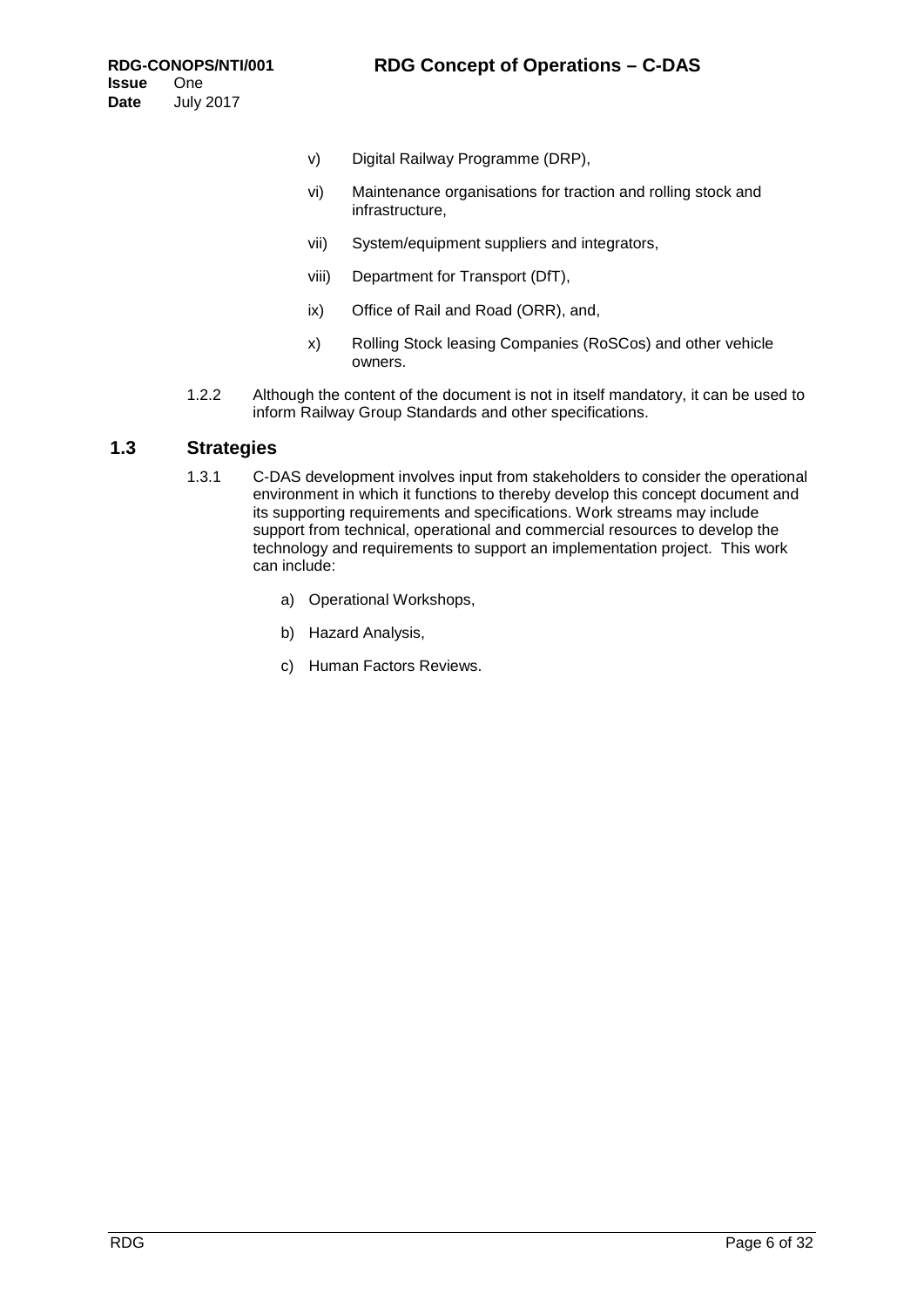v) Digital Railway Programme (DRP),

vi) Maintenance organisations for traction and rolling stock and infrastructure,

vii) System/equipment suppliers and integrators,

viii) Department for Transport (DfT),

ix) Office of Rail and Road (ORR), and,

x) Rolling Stock leasing Companies (RoSCos) and other vehicle owners.

1.2.2 Although the content of the document is not in itself mandatory, it can be used to inform Railway Group Standards and other specifications.

## 1.3 Strategies

1.3.1 C-DAS development involves input from stakeholders to consider the operational environment in which it functions to thereby develop this concept document and its supporting requirements and specifications. Work streams may include support from technical, operational and commercial resources to develop the technology and requirements to support an implementation project. This work can include:

a) Operational Workshops,

b) Hazard Analysis,

c) Human Factors Reviews.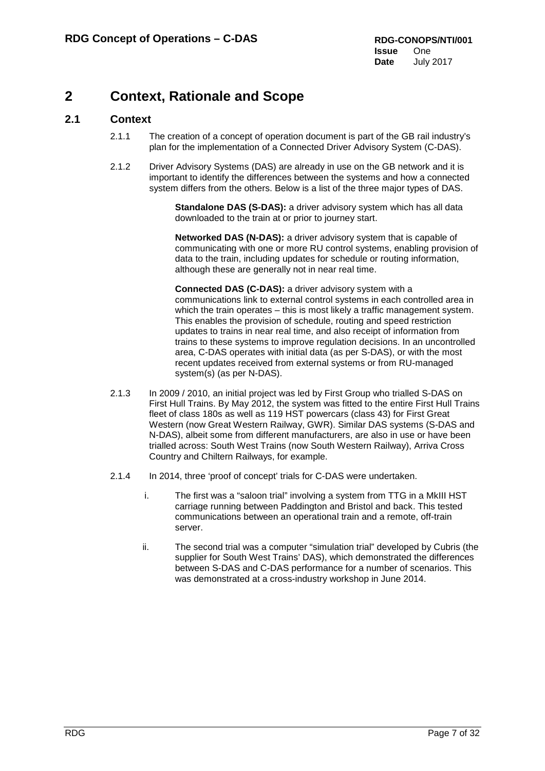# 2 Context, Rationale and Scope

## 2.1 Context

2.1.1 The creation of a concept of operation document is part of the GB rail industry's plan for the implementation of a Connected Driver Advisory System (C-DAS).

2.1.2 Driver Advisory Systems (DAS) are already in use on the GB network and it is important to identify the differences between the systems and how a connected system differs from the others. Below is a list of the three major types of DAS.

> **Standalone DAS (S-DAS):** a driver advisory system which has all data downloaded to the train at or prior to journey start.
>
> **Networked DAS (N-DAS):** a driver advisory system that is capable of communicating with one or more RU control systems, enabling provision of data to the train, including updates for schedule or routing information, although these are generally not in near real time.
>
> **Connected DAS (C-DAS):** a driver advisory system with a communications link to external control systems in each controlled area in which the train operates – this is most likely a traffic management system. This enables the provision of schedule, routing and speed restriction updates to trains in near real time, and also receipt of information from trains to these systems to improve regulation decisions. In an uncontrolled area, C-DAS operates with initial data (as per S-DAS), or with the most recent updates received from external systems or from RU-managed system(s) (as per N-DAS).

2.1.3 In 2009 / 2010, an initial project was led by First Group who trialled S-DAS on First Hull Trains. By May 2012, the system was fitted to the entire First Hull Trains fleet of class 180s as well as 119 HST powercars (class 43) for First Great Western (now Great Western Railway, GWR). Similar DAS systems (S-DAS and N-DAS), albeit some from different manufacturers, are also in use or have been trialled across: South West Trains (now South Western Railway), Arriva Cross Country and Chiltern Railways, for example.

2.1.4 In 2014, three 'proof of concept' trials for C-DAS were undertaken.

i. The first was a "saloon trial" involving a system from TTG in a MkIII HST carriage running between Paddington and Bristol and back. This tested communications between an operational train and a remote, off-train server.

ii. The second trial was a computer "simulation trial" developed by Cubris (the supplier for South West Trains' DAS), which demonstrated the differences between S-DAS and C-DAS performance for a number of scenarios. This was demonstrated at a cross-industry workshop in June 2014.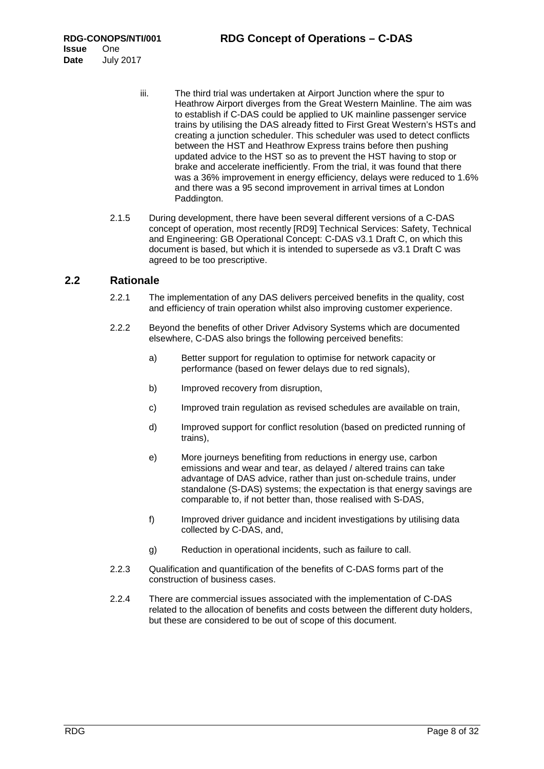iii. The third trial was undertaken at Airport Junction where the spur to Heathrow Airport diverges from the Great Western Mainline. The aim was to establish if C-DAS could be applied to UK mainline passenger service trains by utilising the DAS already fitted to First Great Western's HSTs and creating a junction scheduler. This scheduler was used to detect conflicts between the HST and Heathrow Express trains before then pushing updated advice to the HST so as to prevent the HST having to stop or brake and accelerate inefficiently. From the trial, it was found that there was a 36% improvement in energy efficiency, delays were reduced to 1.6% and there was a 95 second improvement in arrival times at London Paddington.

2.1.5 During development, there have been several different versions of a C-DAS concept of operation, most recently [RD9] Technical Services: Safety, Technical and Engineering: GB Operational Concept: C-DAS v3.1 Draft C, on which this document is based, but which it is intended to supersede as v3.1 Draft C was agreed to be too prescriptive.

## 2.2 Rationale

2.2.1 The implementation of any DAS delivers perceived benefits in the quality, cost and efficiency of train operation whilst also improving customer experience.

2.2.2 Beyond the benefits of other Driver Advisory Systems which are documented elsewhere, C-DAS also brings the following perceived benefits:

a) Better support for regulation to optimise for network capacity or performance (based on fewer delays due to red signals),

b) Improved recovery from disruption,

c) Improved train regulation as revised schedules are available on train,

d) Improved support for conflict resolution (based on predicted running of trains),

e) More journeys benefiting from reductions in energy use, carbon emissions and wear and tear, as delayed / altered trains can take advantage of DAS advice, rather than just on-schedule trains, under standalone (S-DAS) systems; the expectation is that energy savings are comparable to, if not better than, those realised with S-DAS,

f) Improved driver guidance and incident investigations by utilising data collected by C-DAS, and,

g) Reduction in operational incidents, such as failure to call.

2.2.3 Qualification and quantification of the benefits of C-DAS forms part of the construction of business cases.

2.2.4 There are commercial issues associated with the implementation of C-DAS related to the allocation of benefits and costs between the different duty holders, but these are considered to be out of scope of this document.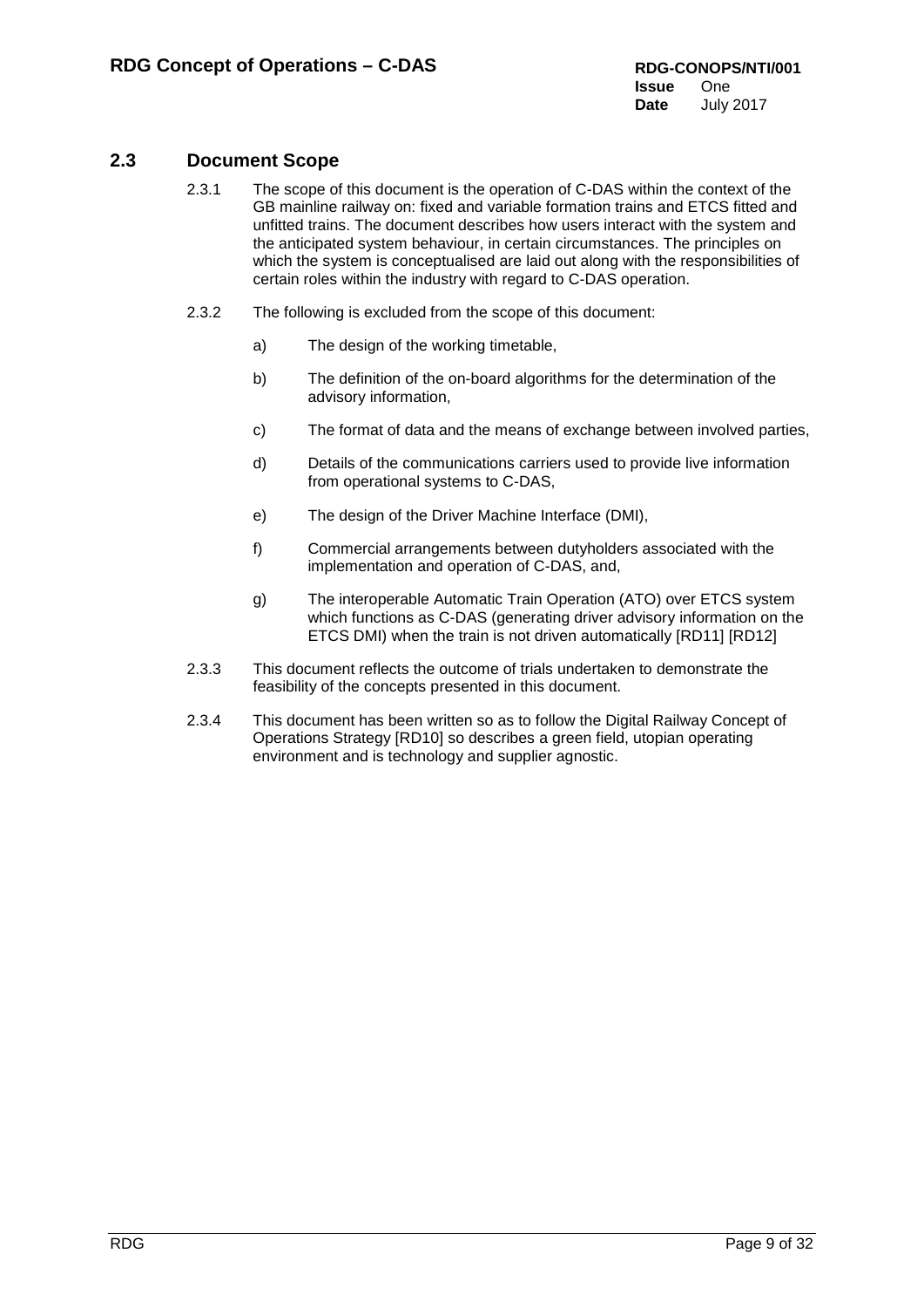## 2.3 Document Scope

2.3.1 The scope of this document is the operation of C-DAS within the context of the GB mainline railway on: fixed and variable formation trains and ETCS fitted and unfitted trains. The document describes how users interact with the system and the anticipated system behaviour, in certain circumstances. The principles on which the system is conceptualised are laid out along with the responsibilities of certain roles within the industry with regard to C-DAS operation.

2.3.2 The following is excluded from the scope of this document:

a) The design of the working timetable,

b) The definition of the on-board algorithms for the determination of the advisory information,

c) The format of data and the means of exchange between involved parties,

d) Details of the communications carriers used to provide live information from operational systems to C-DAS,

e) The design of the Driver Machine Interface (DMI),

f) Commercial arrangements between dutyholders associated with the implementation and operation of C-DAS, and,

g) The interoperable Automatic Train Operation (ATO) over ETCS system which functions as C-DAS (generating driver advisory information on the ETCS DMI) when the train is not driven automatically [RD11] [RD12]

2.3.3 This document reflects the outcome of trials undertaken to demonstrate the feasibility of the concepts presented in this document.

2.3.4 This document has been written so as to follow the Digital Railway Concept of Operations Strategy [RD10] so describes a green field, utopian operating environment and is technology and supplier agnostic.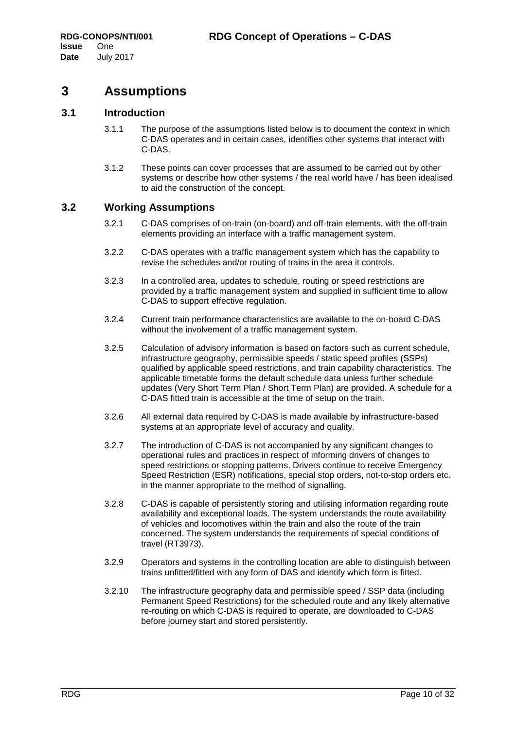# 3 Assumptions

## 3.1 Introduction

3.1.1 The purpose of the assumptions listed below is to document the context in which C-DAS operates and in certain cases, identifies other systems that interact with C-DAS.

3.1.2 These points can cover processes that are assumed to be carried out by other systems or describe how other systems / the real world have / has been idealised to aid the construction of the concept.

## 3.2 Working Assumptions

3.2.1 C-DAS comprises of on-train (on-board) and off-train elements, with the off-train elements providing an interface with a traffic management system.

3.2.2 C-DAS operates with a traffic management system which has the capability to revise the schedules and/or routing of trains in the area it controls.

3.2.3 In a controlled area, updates to schedule, routing or speed restrictions are provided by a traffic management system and supplied in sufficient time to allow C-DAS to support effective regulation.

3.2.4 Current train performance characteristics are available to the on-board C-DAS without the involvement of a traffic management system.

3.2.5 Calculation of advisory information is based on factors such as current schedule, infrastructure geography, permissible speeds / static speed profiles (SSPs) qualified by applicable speed restrictions, and train capability characteristics. The applicable timetable forms the default schedule data unless further schedule updates (Very Short Term Plan / Short Term Plan) are provided. A schedule for a C-DAS fitted train is accessible at the time of setup on the train.

3.2.6 All external data required by C-DAS is made available by infrastructure-based systems at an appropriate level of accuracy and quality.

3.2.7 The introduction of C-DAS is not accompanied by any significant changes to operational rules and practices in respect of informing drivers of changes to speed restrictions or stopping patterns. Drivers continue to receive Emergency Speed Restriction (ESR) notifications, special stop orders, not-to-stop orders etc. in the manner appropriate to the method of signalling.

3.2.8 C-DAS is capable of persistently storing and utilising information regarding route availability and exceptional loads. The system understands the route availability of vehicles and locomotives within the train and also the route of the train concerned. The system understands the requirements of special conditions of travel (RT3973).

3.2.9 Operators and systems in the controlling location are able to distinguish between trains unfitted/fitted with any form of DAS and identify which form is fitted.

3.2.10 The infrastructure geography data and permissible speed / SSP data (including Permanent Speed Restrictions) for the scheduled route and any likely alternative re-routing on which C-DAS is required to operate, are downloaded to C-DAS before journey start and stored persistently.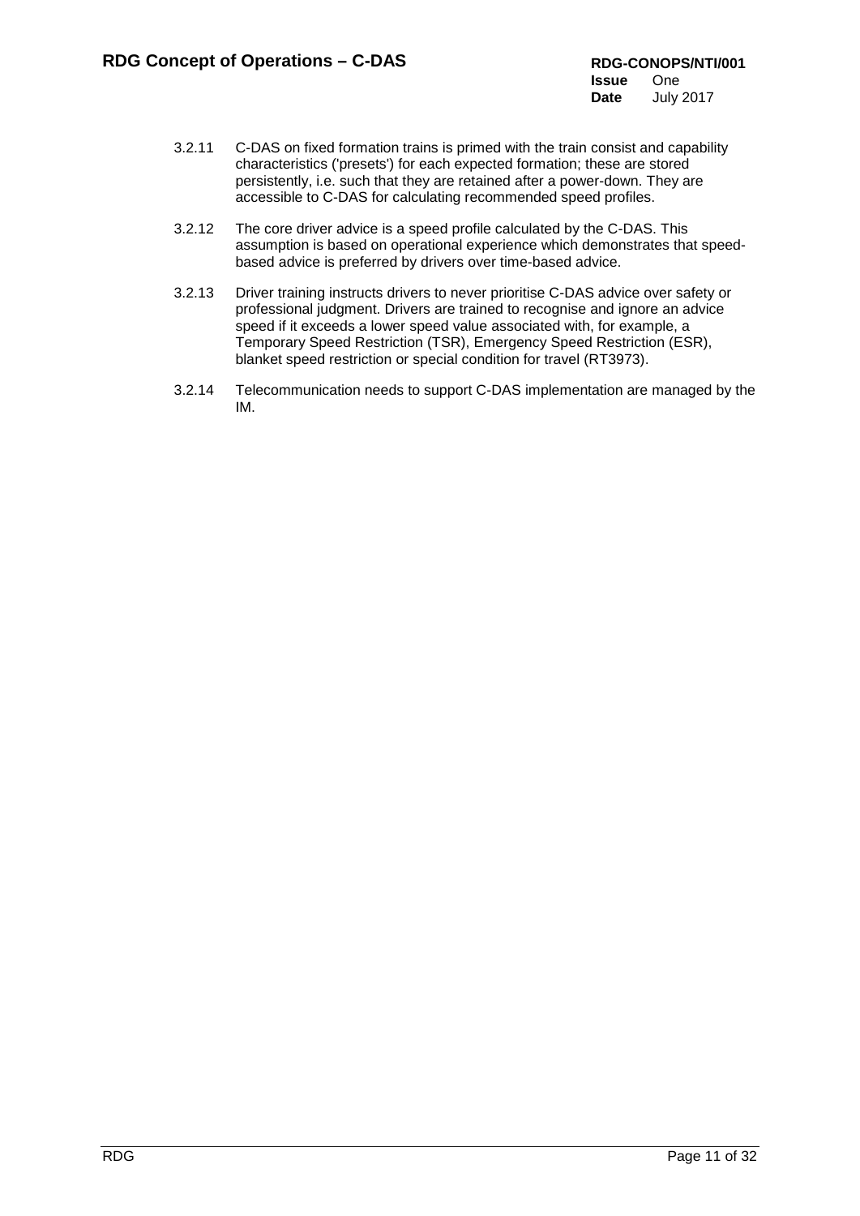3.2.11 C-DAS on fixed formation trains is primed with the train consist and capability characteristics ('presets') for each expected formation; these are stored persistently, i.e. such that they are retained after a power-down. They are accessible to C-DAS for calculating recommended speed profiles.

3.2.12 The core driver advice is a speed profile calculated by the C-DAS. This assumption is based on operational experience which demonstrates that speed-based advice is preferred by drivers over time-based advice.

3.2.13 Driver training instructs drivers to never prioritise C-DAS advice over safety or professional judgment. Drivers are trained to recognise and ignore an advice speed if it exceeds a lower speed value associated with, for example, a Temporary Speed Restriction (TSR), Emergency Speed Restriction (ESR), blanket speed restriction or special condition for travel (RT3973).

3.2.14 Telecommunication needs to support C-DAS implementation are managed by the IM.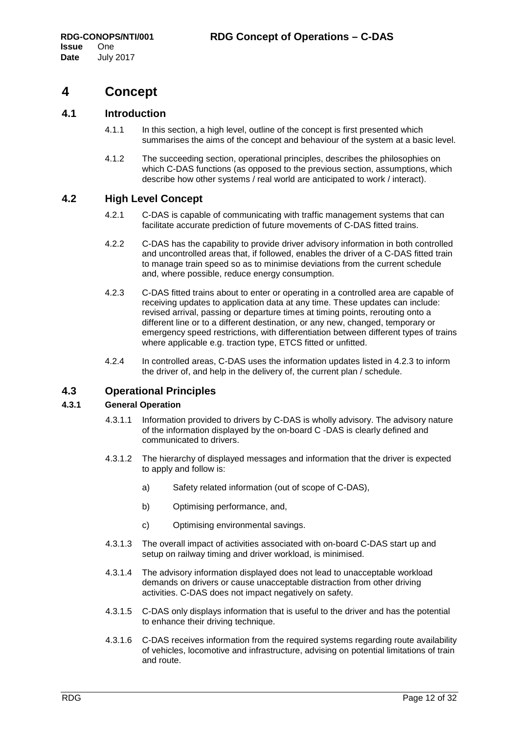# 4 Concept

## 4.1 Introduction

4.1.1 In this section, a high level, outline of the concept is first presented which summarises the aims of the concept and behaviour of the system at a basic level.

4.1.2 The succeeding section, operational principles, describes the philosophies on which C-DAS functions (as opposed to the previous section, assumptions, which describe how other systems / real world are anticipated to work / interact).

## 4.2 High Level Concept

4.2.1 C-DAS is capable of communicating with traffic management systems that can facilitate accurate prediction of future movements of C-DAS fitted trains.

4.2.2 C-DAS has the capability to provide driver advisory information in both controlled and uncontrolled areas that, if followed, enables the driver of a C-DAS fitted train to manage train speed so as to minimise deviations from the current schedule and, where possible, reduce energy consumption.

4.2.3 C-DAS fitted trains about to enter or operating in a controlled area are capable of receiving updates to application data at any time. These updates can include: revised arrival, passing or departure times at timing points, rerouting onto a different line or to a different destination, or any new, changed, temporary or emergency speed restrictions, with differentiation between different types of trains where applicable e.g. traction type, ETCS fitted or unfitted.

4.2.4 In controlled areas, C-DAS uses the information updates listed in 4.2.3 to inform the driver of, and help in the delivery of, the current plan / schedule.

## 4.3 Operational Principles

### 4.3.1 General Operation

4.3.1.1 Information provided to drivers by C-DAS is wholly advisory. The advisory nature of the information displayed by the on-board C -DAS is clearly defined and communicated to drivers.

4.3.1.2 The hierarchy of displayed messages and information that the driver is expected to apply and follow is:

a) Safety related information (out of scope of C-DAS),

b) Optimising performance, and,

c) Optimising environmental savings.

4.3.1.3 The overall impact of activities associated with on-board C-DAS start up and setup on railway timing and driver workload, is minimised.

4.3.1.4 The advisory information displayed does not lead to unacceptable workload demands on drivers or cause unacceptable distraction from other driving activities. C-DAS does not impact negatively on safety.

4.3.1.5 C-DAS only displays information that is useful to the driver and has the potential to enhance their driving technique.

4.3.1.6 C-DAS receives information from the required systems regarding route availability of vehicles, locomotive and infrastructure, advising on potential limitations of train and route.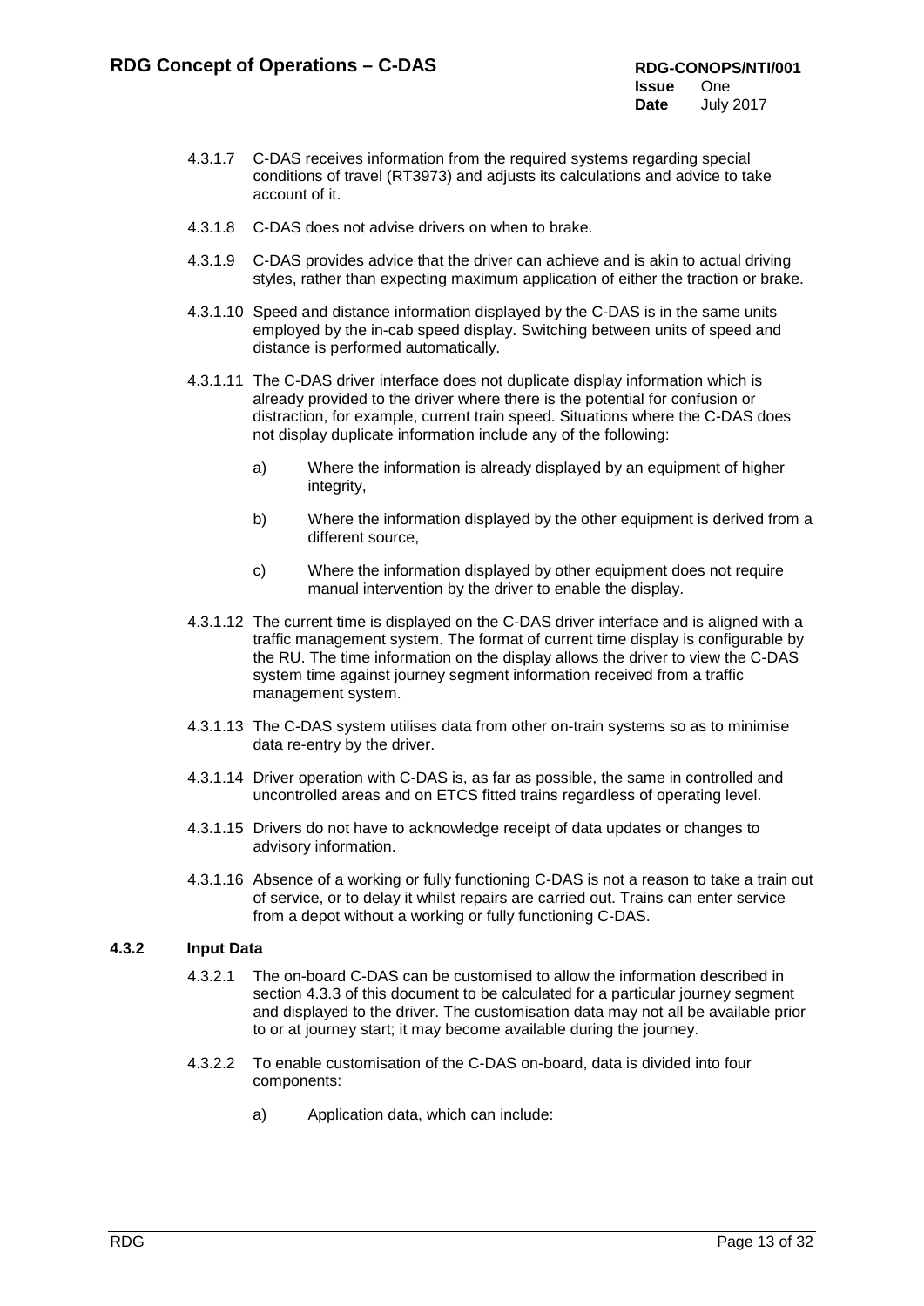4.3.1.7 C-DAS receives information from the required systems regarding special conditions of travel (RT3973) and adjusts its calculations and advice to take account of it.

4.3.1.8 C-DAS does not advise drivers on when to brake.

4.3.1.9 C-DAS provides advice that the driver can achieve and is akin to actual driving styles, rather than expecting maximum application of either the traction or brake.

4.3.1.10 Speed and distance information displayed by the C-DAS is in the same units employed by the in-cab speed display. Switching between units of speed and distance is performed automatically.

4.3.1.11 The C-DAS driver interface does not duplicate display information which is already provided to the driver where there is the potential for confusion or distraction, for example, current train speed. Situations where the C-DAS does not display duplicate information include any of the following:

- a) Where the information is already displayed by an equipment of higher integrity,
- b) Where the information displayed by the other equipment is derived from a different source,
- c) Where the information displayed by other equipment does not require manual intervention by the driver to enable the display.

4.3.1.12 The current time is displayed on the C-DAS driver interface and is aligned with a traffic management system. The format of current time display is configurable by the RU. The time information on the display allows the driver to view the C-DAS system time against journey segment information received from a traffic management system.

4.3.1.13 The C-DAS system utilises data from other on-train systems so as to minimise data re-entry by the driver.

4.3.1.14 Driver operation with C-DAS is, as far as possible, the same in controlled and uncontrolled areas and on ETCS fitted trains regardless of operating level.

4.3.1.15 Drivers do not have to acknowledge receipt of data updates or changes to advisory information.

4.3.1.16 Absence of a working or fully functioning C-DAS is not a reason to take a train out of service, or to delay it whilst repairs are carried out. Trains can enter service from a depot without a working or fully functioning C-DAS.

### 4.3.2 Input Data

4.3.2.1 The on-board C-DAS can be customised to allow the information described in section 4.3.3 of this document to be calculated for a particular journey segment and displayed to the driver. The customisation data may not all be available prior to or at journey start; it may become available during the journey.

4.3.2.2 To enable customisation of the C-DAS on-board, data is divided into four components:

- a) Application data, which can include: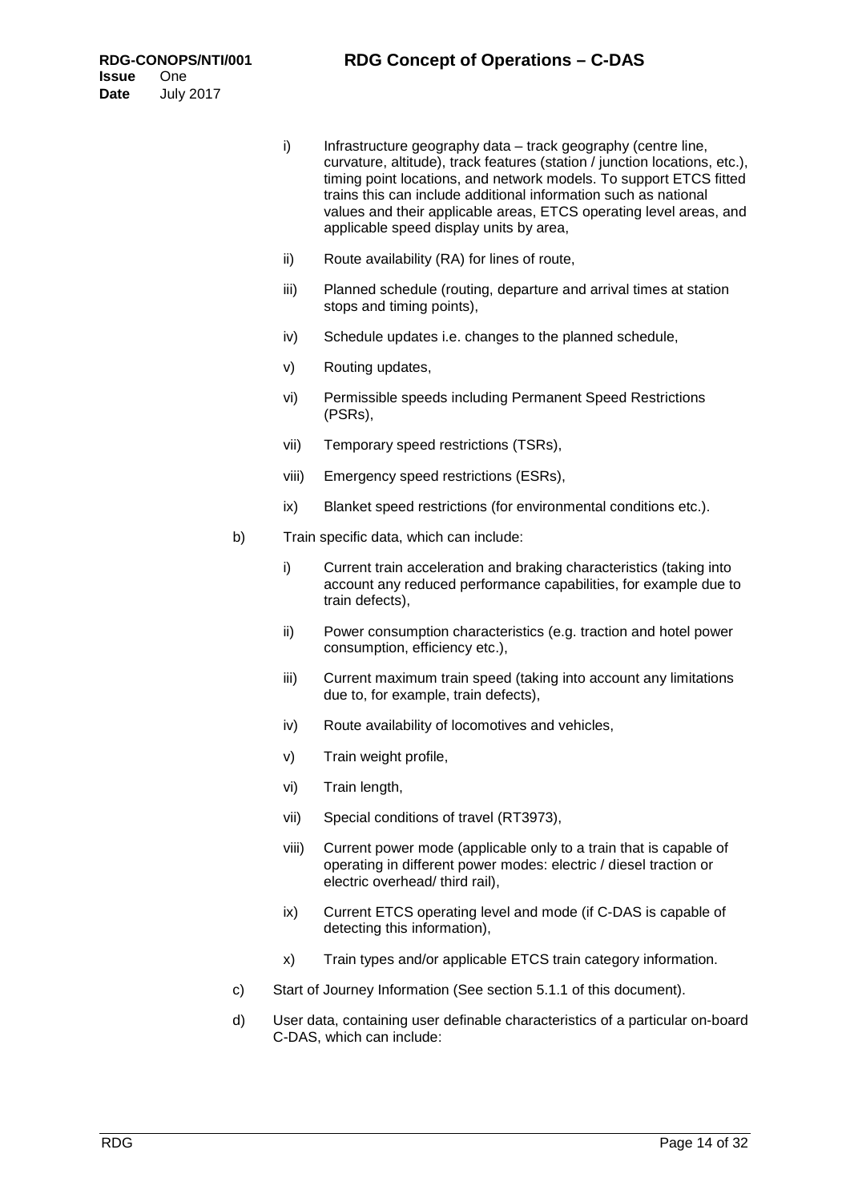i) Infrastructure geography data – track geography (centre line, curvature, altitude), track features (station / junction locations, etc.), timing point locations, and network models. To support ETCS fitted trains this can include additional information such as national values and their applicable areas, ETCS operating level areas, and applicable speed display units by area,

ii) Route availability (RA) for lines of route,

iii) Planned schedule (routing, departure and arrival times at station stops and timing points),

iv) Schedule updates i.e. changes to the planned schedule,

v) Routing updates,

vi) Permissible speeds including Permanent Speed Restrictions (PSRs),

vii) Temporary speed restrictions (TSRs),

viii) Emergency speed restrictions (ESRs),

ix) Blanket speed restrictions (for environmental conditions etc.).

b) Train specific data, which can include:

i) Current train acceleration and braking characteristics (taking into account any reduced performance capabilities, for example due to train defects),

ii) Power consumption characteristics (e.g. traction and hotel power consumption, efficiency etc.),

iii) Current maximum train speed (taking into account any limitations due to, for example, train defects),

iv) Route availability of locomotives and vehicles,

v) Train weight profile,

vi) Train length,

vii) Special conditions of travel (RT3973),

viii) Current power mode (applicable only to a train that is capable of operating in different power modes: electric / diesel traction or electric overhead/ third rail),

ix) Current ETCS operating level and mode (if C-DAS is capable of detecting this information),

x) Train types and/or applicable ETCS train category information.

c) Start of Journey Information (See section 5.1.1 of this document).

d) User data, containing user definable characteristics of a particular on-board C-DAS, which can include: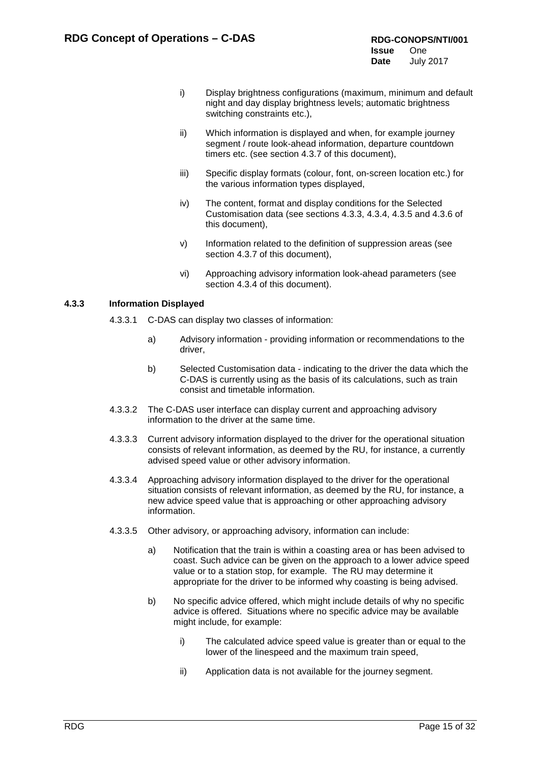i) Display brightness configurations (maximum, minimum and default night and day display brightness levels; automatic brightness switching constraints etc.),

ii) Which information is displayed and when, for example journey segment / route look-ahead information, departure countdown timers etc. (see section 4.3.7 of this document),

iii) Specific display formats (colour, font, on-screen location etc.) for the various information types displayed,

iv) The content, format and display conditions for the Selected Customisation data (see sections 4.3.3, 4.3.4, 4.3.5 and 4.3.6 of this document),

v) Information related to the definition of suppression areas (see section 4.3.7 of this document),

vi) Approaching advisory information look-ahead parameters (see section 4.3.4 of this document).

### 4.3.3 Information Displayed

4.3.3.1 C-DAS can display two classes of information:

a) Advisory information - providing information or recommendations to the driver,

b) Selected Customisation data - indicating to the driver the data which the C-DAS is currently using as the basis of its calculations, such as train consist and timetable information.

4.3.3.2 The C-DAS user interface can display current and approaching advisory information to the driver at the same time.

4.3.3.3 Current advisory information displayed to the driver for the operational situation consists of relevant information, as deemed by the RU, for instance, a currently advised speed value or other advisory information.

4.3.3.4 Approaching advisory information displayed to the driver for the operational situation consists of relevant information, as deemed by the RU, for instance, a new advice speed value that is approaching or other approaching advisory information.

4.3.3.5 Other advisory, or approaching advisory, information can include:

a) Notification that the train is within a coasting area or has been advised to coast. Such advice can be given on the approach to a lower advice speed value or to a station stop, for example. The RU may determine it appropriate for the driver to be informed why coasting is being advised.

b) No specific advice offered, which might include details of why no specific advice is offered. Situations where no specific advice may be available might include, for example:

i) The calculated advice speed value is greater than or equal to the lower of the linespeed and the maximum train speed,

ii) Application data is not available for the journey segment.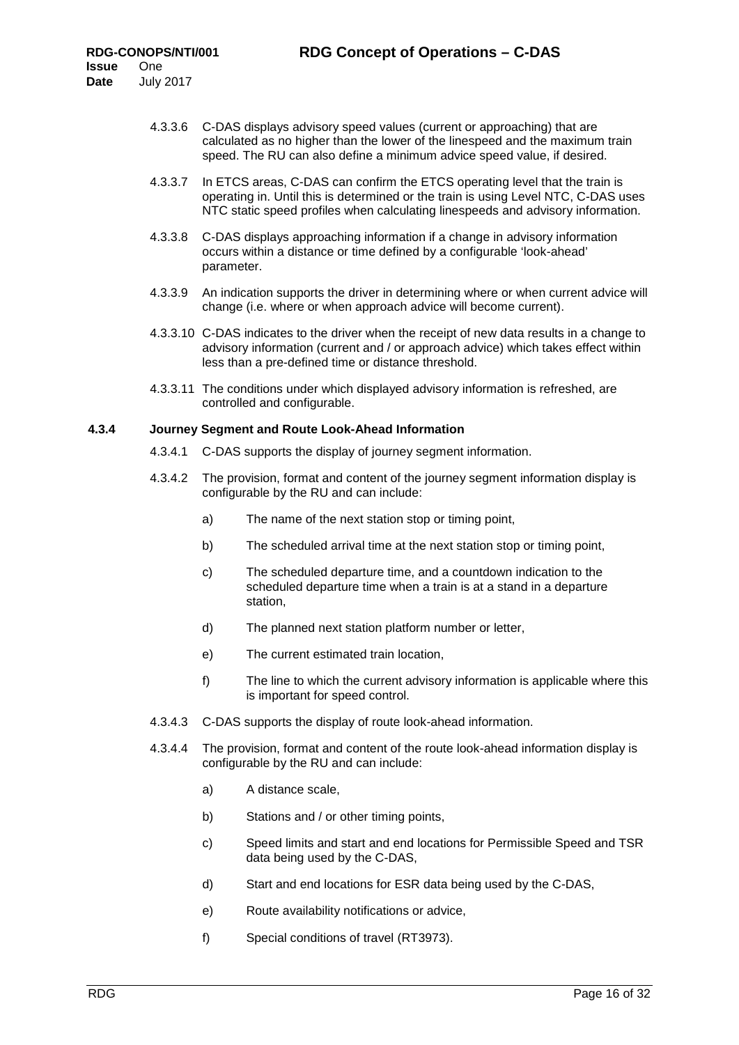4.3.3.6 C-DAS displays advisory speed values (current or approaching) that are calculated as no higher than the lower of the linespeed and the maximum train speed. The RU can also define a minimum advice speed value, if desired.

4.3.3.7 In ETCS areas, C-DAS can confirm the ETCS operating level that the train is operating in. Until this is determined or the train is using Level NTC, C-DAS uses NTC static speed profiles when calculating linespeeds and advisory information.

4.3.3.8 C-DAS displays approaching information if a change in advisory information occurs within a distance or time defined by a configurable 'look-ahead' parameter.

4.3.3.9 An indication supports the driver in determining where or when current advice will change (i.e. where or when approach advice will become current).

4.3.3.10 C-DAS indicates to the driver when the receipt of new data results in a change to advisory information (current and / or approach advice) which takes effect within less than a pre-defined time or distance threshold.

4.3.3.11 The conditions under which displayed advisory information is refreshed, are controlled and configurable.

### 4.3.4 Journey Segment and Route Look-Ahead Information

4.3.4.1 C-DAS supports the display of journey segment information.

4.3.4.2 The provision, format and content of the journey segment information display is configurable by the RU and can include:

a) The name of the next station stop or timing point,

b) The scheduled arrival time at the next station stop or timing point,

c) The scheduled departure time, and a countdown indication to the scheduled departure time when a train is at a stand in a departure station,

d) The planned next station platform number or letter,

e) The current estimated train location,

f) The line to which the current advisory information is applicable where this is important for speed control.

4.3.4.3 C-DAS supports the display of route look-ahead information.

4.3.4.4 The provision, format and content of the route look-ahead information display is configurable by the RU and can include:

a) A distance scale,

b) Stations and / or other timing points,

c) Speed limits and start and end locations for Permissible Speed and TSR data being used by the C-DAS,

d) Start and end locations for ESR data being used by the C-DAS,

e) Route availability notifications or advice,

f) Special conditions of travel (RT3973).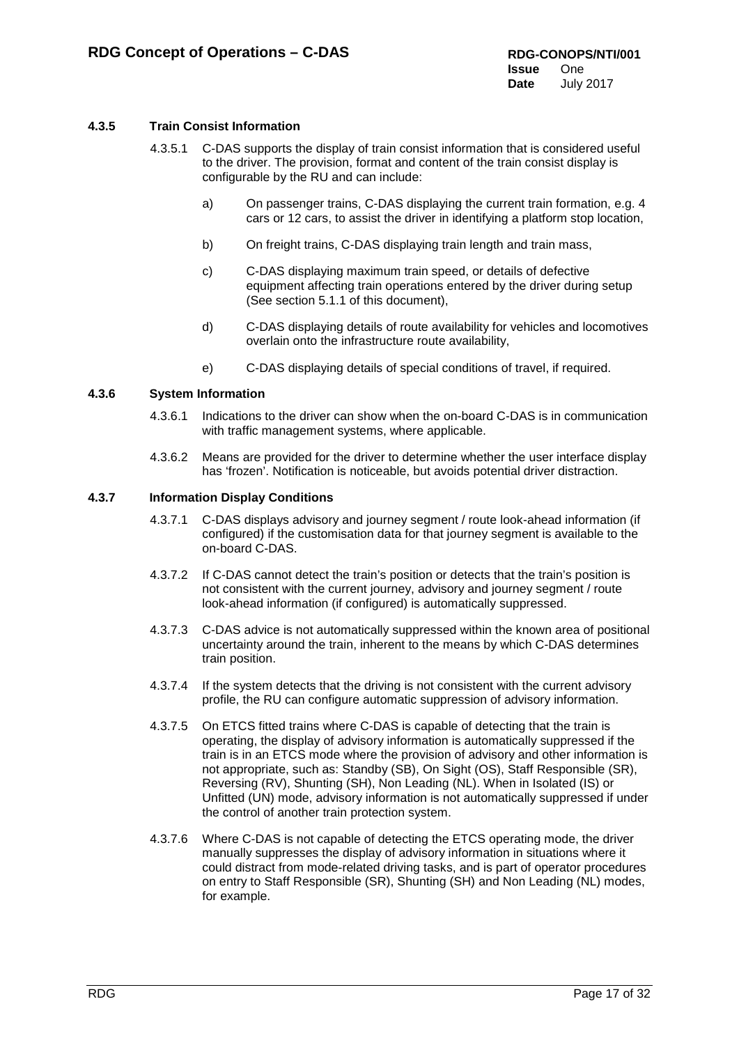### 4.3.5 Train Consist Information

4.3.5.1 C-DAS supports the display of train consist information that is considered useful to the driver. The provision, format and content of the train consist display is configurable by the RU and can include:

a) On passenger trains, C-DAS displaying the current train formation, e.g. 4 cars or 12 cars, to assist the driver in identifying a platform stop location,

b) On freight trains, C-DAS displaying train length and train mass,

c) C-DAS displaying maximum train speed, or details of defective equipment affecting train operations entered by the driver during setup (See section 5.1.1 of this document),

d) C-DAS displaying details of route availability for vehicles and locomotives overlain onto the infrastructure route availability,

e) C-DAS displaying details of special conditions of travel, if required.

### 4.3.6 System Information

4.3.6.1 Indications to the driver can show when the on-board C-DAS is in communication with traffic management systems, where applicable.

4.3.6.2 Means are provided for the driver to determine whether the user interface display has 'frozen'. Notification is noticeable, but avoids potential driver distraction.

### 4.3.7 Information Display Conditions

4.3.7.1 C-DAS displays advisory and journey segment / route look-ahead information (if configured) if the customisation data for that journey segment is available to the on-board C-DAS.

4.3.7.2 If C-DAS cannot detect the train's position or detects that the train's position is not consistent with the current journey, advisory and journey segment / route look-ahead information (if configured) is automatically suppressed.

4.3.7.3 C-DAS advice is not automatically suppressed within the known area of positional uncertainty around the train, inherent to the means by which C-DAS determines train position.

4.3.7.4 If the system detects that the driving is not consistent with the current advisory profile, the RU can configure automatic suppression of advisory information.

4.3.7.5 On ETCS fitted trains where C-DAS is capable of detecting that the train is operating, the display of advisory information is automatically suppressed if the train is in an ETCS mode where the provision of advisory and other information is not appropriate, such as: Standby (SB), On Sight (OS), Staff Responsible (SR), Reversing (RV), Shunting (SH), Non Leading (NL). When in Isolated (IS) or Unfitted (UN) mode, advisory information is not automatically suppressed if under the control of another train protection system.

4.3.7.6 Where C-DAS is not capable of detecting the ETCS operating mode, the driver manually suppresses the display of advisory information in situations where it could distract from mode-related driving tasks, and is part of operator procedures on entry to Staff Responsible (SR), Shunting (SH) and Non Leading (NL) modes, for example.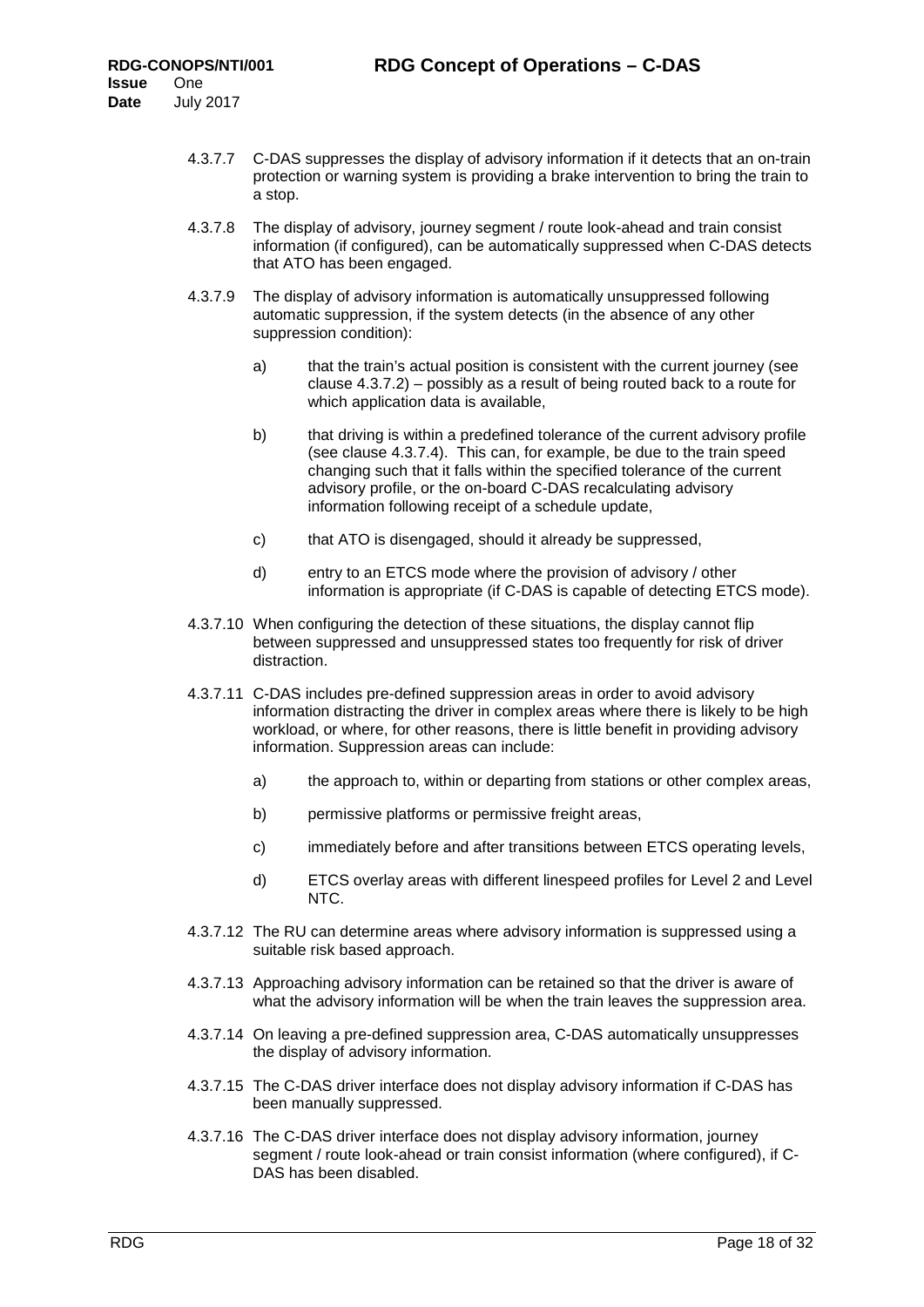4.3.7.7 C-DAS suppresses the display of advisory information if it detects that an on-train protection or warning system is providing a brake intervention to bring the train to a stop.

4.3.7.8 The display of advisory, journey segment / route look-ahead and train consist information (if configured), can be automatically suppressed when C-DAS detects that ATO has been engaged.

4.3.7.9 The display of advisory information is automatically unsuppressed following automatic suppression, if the system detects (in the absence of any other suppression condition):

a) that the train's actual position is consistent with the current journey (see clause 4.3.7.2) – possibly as a result of being routed back to a route for which application data is available,

b) that driving is within a predefined tolerance of the current advisory profile (see clause 4.3.7.4). This can, for example, be due to the train speed changing such that it falls within the specified tolerance of the current advisory profile, or the on-board C-DAS recalculating advisory information following receipt of a schedule update,

c) that ATO is disengaged, should it already be suppressed,

d) entry to an ETCS mode where the provision of advisory / other information is appropriate (if C-DAS is capable of detecting ETCS mode).

4.3.7.10 When configuring the detection of these situations, the display cannot flip between suppressed and unsuppressed states too frequently for risk of driver distraction.

4.3.7.11 C-DAS includes pre-defined suppression areas in order to avoid advisory information distracting the driver in complex areas where there is likely to be high workload, or where, for other reasons, there is little benefit in providing advisory information. Suppression areas can include:

a) the approach to, within or departing from stations or other complex areas,

b) permissive platforms or permissive freight areas,

c) immediately before and after transitions between ETCS operating levels,

d) ETCS overlay areas with different linespeed profiles for Level 2 and Level NTC.

4.3.7.12 The RU can determine areas where advisory information is suppressed using a suitable risk based approach.

4.3.7.13 Approaching advisory information can be retained so that the driver is aware of what the advisory information will be when the train leaves the suppression area.

4.3.7.14 On leaving a pre-defined suppression area, C-DAS automatically unsuppresses the display of advisory information.

4.3.7.15 The C-DAS driver interface does not display advisory information if C-DAS has been manually suppressed.

4.3.7.16 The C-DAS driver interface does not display advisory information, journey segment / route look-ahead or train consist information (where configured), if C-DAS has been disabled.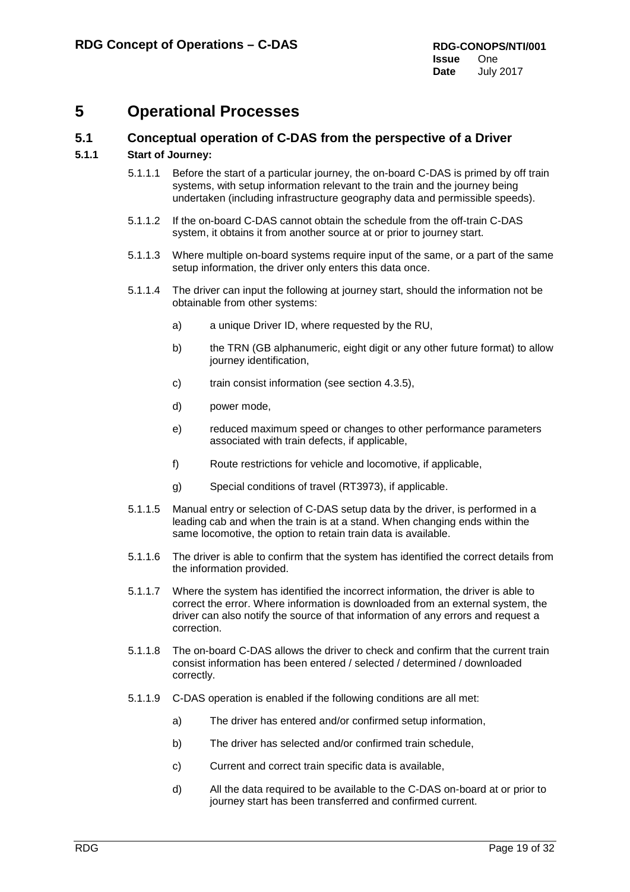# 5 Operational Processes

## 5.1 Conceptual operation of C-DAS from the perspective of a Driver

### 5.1.1 Start of Journey:

5.1.1.1 Before the start of a particular journey, the on-board C-DAS is primed by off train systems, with setup information relevant to the train and the journey being undertaken (including infrastructure geography data and permissible speeds).

5.1.1.2 If the on-board C-DAS cannot obtain the schedule from the off-train C-DAS system, it obtains it from another source at or prior to journey start.

5.1.1.3 Where multiple on-board systems require input of the same, or a part of the same setup information, the driver only enters this data once.

5.1.1.4 The driver can input the following at journey start, should the information not be obtainable from other systems:

a) a unique Driver ID, where requested by the RU,

b) the TRN (GB alphanumeric, eight digit or any other future format) to allow journey identification,

c) train consist information (see section 4.3.5),

d) power mode,

e) reduced maximum speed or changes to other performance parameters associated with train defects, if applicable,

f) Route restrictions for vehicle and locomotive, if applicable,

g) Special conditions of travel (RT3973), if applicable.

5.1.1.5 Manual entry or selection of C-DAS setup data by the driver, is performed in a leading cab and when the train is at a stand. When changing ends within the same locomotive, the option to retain train data is available.

5.1.1.6 The driver is able to confirm that the system has identified the correct details from the information provided.

5.1.1.7 Where the system has identified the incorrect information, the driver is able to correct the error. Where information is downloaded from an external system, the driver can also notify the source of that information of any errors and request a correction.

5.1.1.8 The on-board C-DAS allows the driver to check and confirm that the current train consist information has been entered / selected / determined / downloaded correctly.

5.1.1.9 C-DAS operation is enabled if the following conditions are all met:

a) The driver has entered and/or confirmed setup information,

b) The driver has selected and/or confirmed train schedule,

c) Current and correct train specific data is available,

d) All the data required to be available to the C-DAS on-board at or prior to journey start has been transferred and confirmed current.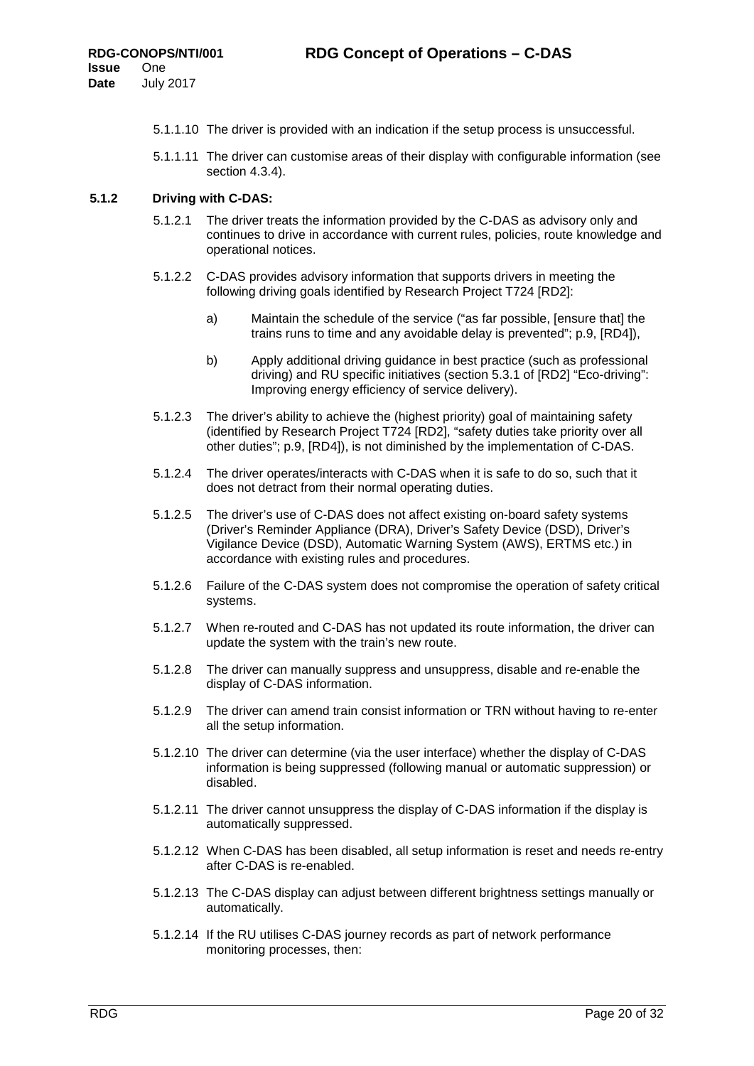5.1.1.10 The driver is provided with an indication if the setup process is unsuccessful.

5.1.1.11 The driver can customise areas of their display with configurable information (see section 4.3.4).

### 5.1.2 Driving with C-DAS:

5.1.2.1 The driver treats the information provided by the C-DAS as advisory only and continues to drive in accordance with current rules, policies, route knowledge and operational notices.

5.1.2.2 C-DAS provides advisory information that supports drivers in meeting the following driving goals identified by Research Project T724 [RD2]:

a) Maintain the schedule of the service ("as far possible, [ensure that] the trains runs to time and any avoidable delay is prevented"; p.9, [RD4]),

b) Apply additional driving guidance in best practice (such as professional driving) and RU specific initiatives (section 5.3.1 of [RD2] "Eco-driving": Improving energy efficiency of service delivery).

5.1.2.3 The driver's ability to achieve the (highest priority) goal of maintaining safety (identified by Research Project T724 [RD2], "safety duties take priority over all other duties"; p.9, [RD4]), is not diminished by the implementation of C-DAS.

5.1.2.4 The driver operates/interacts with C-DAS when it is safe to do so, such that it does not detract from their normal operating duties.

5.1.2.5 The driver's use of C-DAS does not affect existing on-board safety systems (Driver's Reminder Appliance (DRA), Driver's Safety Device (DSD), Driver's Vigilance Device (DSD), Automatic Warning System (AWS), ERTMS etc.) in accordance with existing rules and procedures.

5.1.2.6 Failure of the C-DAS system does not compromise the operation of safety critical systems.

5.1.2.7 When re-routed and C-DAS has not updated its route information, the driver can update the system with the train's new route.

5.1.2.8 The driver can manually suppress and unsuppress, disable and re-enable the display of C-DAS information.

5.1.2.9 The driver can amend train consist information or TRN without having to re-enter all the setup information.

5.1.2.10 The driver can determine (via the user interface) whether the display of C-DAS information is being suppressed (following manual or automatic suppression) or disabled.

5.1.2.11 The driver cannot unsuppress the display of C-DAS information if the display is automatically suppressed.

5.1.2.12 When C-DAS has been disabled, all setup information is reset and needs re-entry after C-DAS is re-enabled.

5.1.2.13 The C-DAS display can adjust between different brightness settings manually or automatically.

5.1.2.14 If the RU utilises C-DAS journey records as part of network performance monitoring processes, then: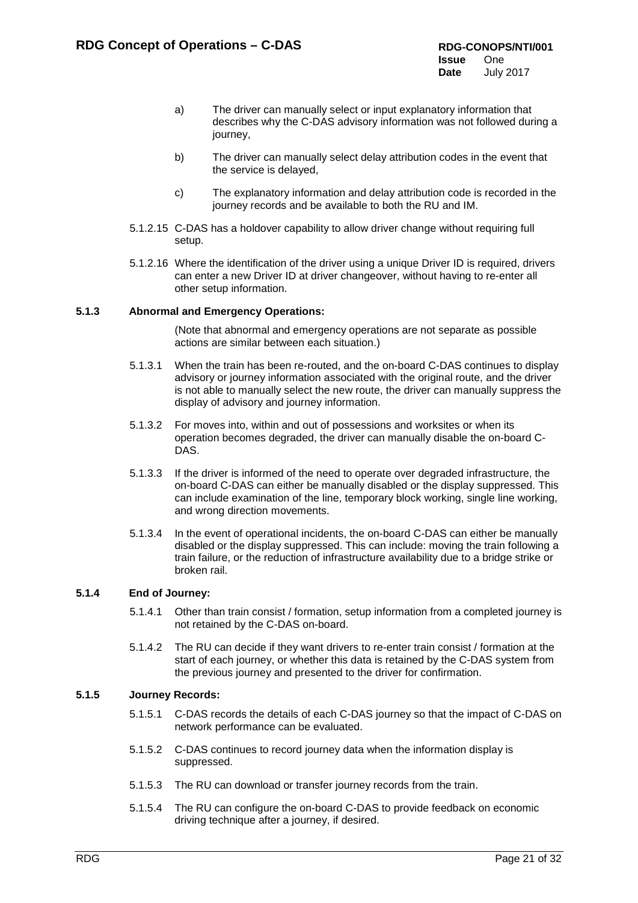a) The driver can manually select or input explanatory information that describes why the C-DAS advisory information was not followed during a journey,

b) The driver can manually select delay attribution codes in the event that the service is delayed,

c) The explanatory information and delay attribution code is recorded in the journey records and be available to both the RU and IM.

5.1.2.15 C-DAS has a holdover capability to allow driver change without requiring full setup.

5.1.2.16 Where the identification of the driver using a unique Driver ID is required, drivers can enter a new Driver ID at driver changeover, without having to re-enter all other setup information.

### 5.1.3 Abnormal and Emergency Operations:

(Note that abnormal and emergency operations are not separate as possible actions are similar between each situation.)

5.1.3.1 When the train has been re-routed, and the on-board C-DAS continues to display advisory or journey information associated with the original route, and the driver is not able to manually select the new route, the driver can manually suppress the display of advisory and journey information.

5.1.3.2 For moves into, within and out of possessions and worksites or when its operation becomes degraded, the driver can manually disable the on-board C-DAS.

5.1.3.3 If the driver is informed of the need to operate over degraded infrastructure, the on-board C-DAS can either be manually disabled or the display suppressed. This can include examination of the line, temporary block working, single line working, and wrong direction movements.

5.1.3.4 In the event of operational incidents, the on-board C-DAS can either be manually disabled or the display suppressed. This can include: moving the train following a train failure, or the reduction of infrastructure availability due to a bridge strike or broken rail.

### 5.1.4 End of Journey:

5.1.4.1 Other than train consist / formation, setup information from a completed journey is not retained by the C-DAS on-board.

5.1.4.2 The RU can decide if they want drivers to re-enter train consist / formation at the start of each journey, or whether this data is retained by the C-DAS system from the previous journey and presented to the driver for confirmation.

### 5.1.5 Journey Records:

5.1.5.1 C-DAS records the details of each C-DAS journey so that the impact of C-DAS on network performance can be evaluated.

5.1.5.2 C-DAS continues to record journey data when the information display is suppressed.

5.1.5.3 The RU can download or transfer journey records from the train.

5.1.5.4 The RU can configure the on-board C-DAS to provide feedback on economic driving technique after a journey, if desired.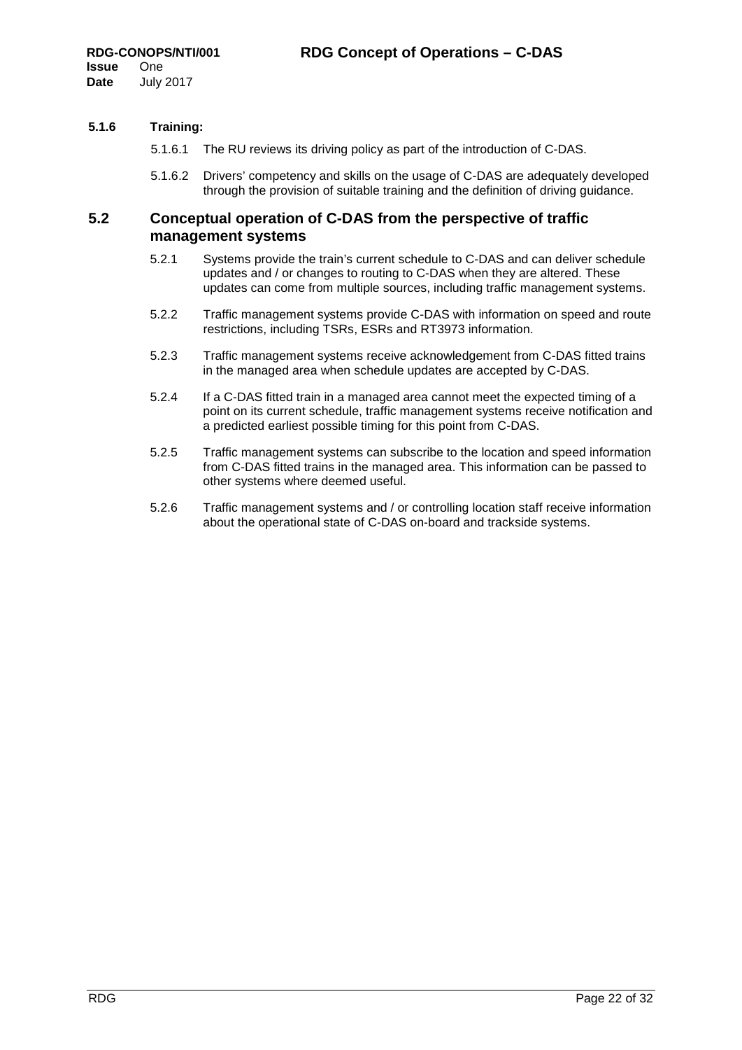#### 5.1.6 Training:

5.1.6.1 The RU reviews its driving policy as part of the introduction of C-DAS.

5.1.6.2 Drivers' competency and skills on the usage of C-DAS are adequately developed through the provision of suitable training and the definition of driving guidance.

## 5.2 Conceptual operation of C-DAS from the perspective of traffic management systems

5.2.1 Systems provide the train's current schedule to C-DAS and can deliver schedule updates and / or changes to routing to C-DAS when they are altered. These updates can come from multiple sources, including traffic management systems.

5.2.2 Traffic management systems provide C-DAS with information on speed and route restrictions, including TSRs, ESRs and RT3973 information.

5.2.3 Traffic management systems receive acknowledgement from C-DAS fitted trains in the managed area when schedule updates are accepted by C-DAS.

5.2.4 If a C-DAS fitted train in a managed area cannot meet the expected timing of a point on its current schedule, traffic management systems receive notification and a predicted earliest possible timing for this point from C-DAS.

5.2.5 Traffic management systems can subscribe to the location and speed information from C-DAS fitted trains in the managed area. This information can be passed to other systems where deemed useful.

5.2.6 Traffic management systems and / or controlling location staff receive information about the operational state of C-DAS on-board and trackside systems.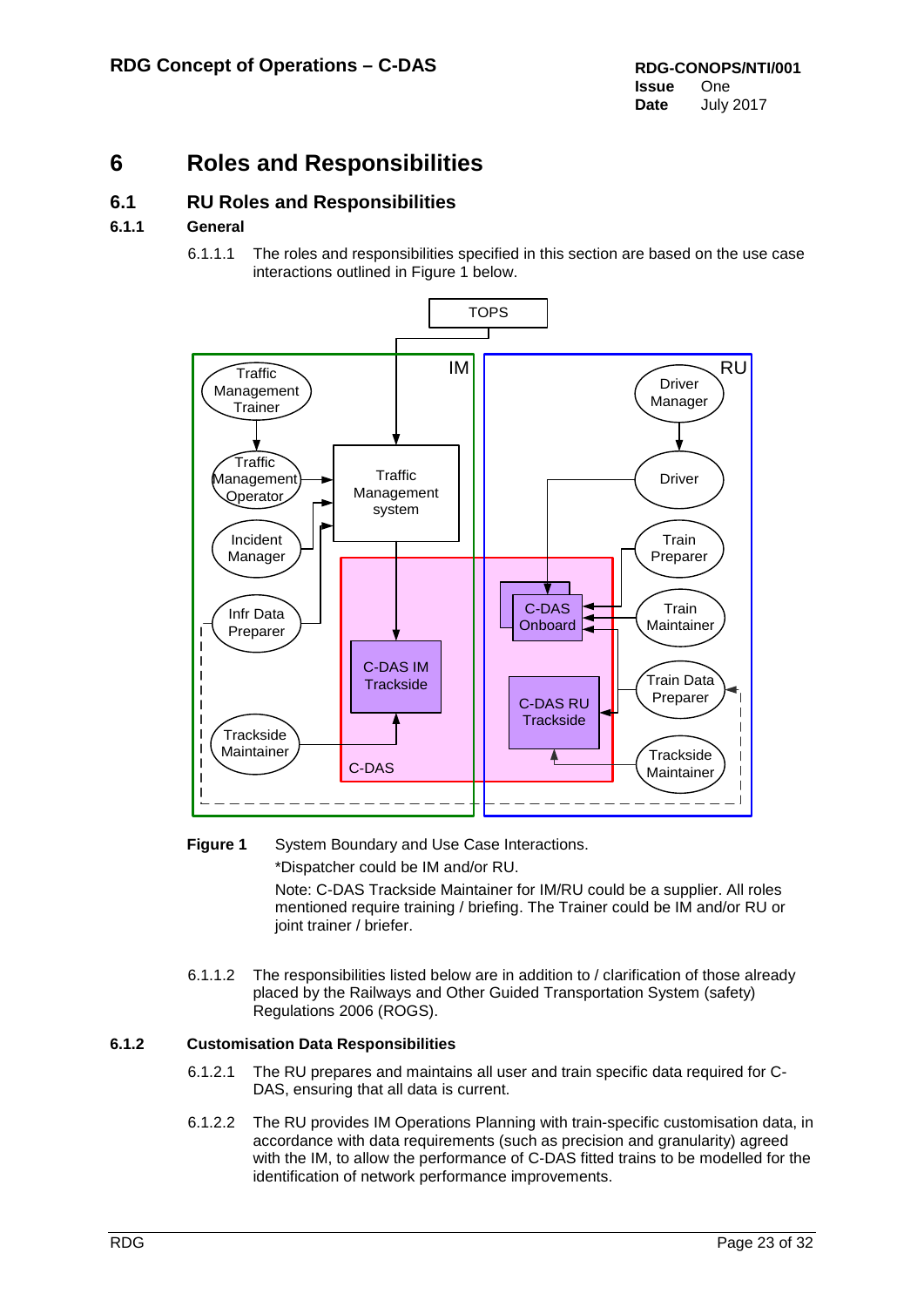# 6 Roles and Responsibilities

## 6.1 RU Roles and Responsibilities

### 6.1.1 General

6.1.1.1 The roles and responsibilities specified in this section are based on the use case interactions outlined in Figure 1 below.

**Figure 1** System Boundary and Use Case Interactions.

*Dispatcher could be IM and/or RU.

Note: C-DAS Trackside Maintainer for IM/RU could be a supplier. All roles mentioned require training / briefing. The Trainer could be IM and/or RU or joint trainer / briefer.

6.1.1.2 The responsibilities listed below are in addition to / clarification of those already placed by the Railways and Other Guided Transportation System (safety) Regulations 2006 (ROGS).

### 6.1.2 Customisation Data Responsibilities

6.1.2.1 The RU prepares and maintains all user and train specific data required for C-DAS, ensuring that all data is current.

6.1.2.2 The RU provides IM Operations Planning with train-specific customisation data, in accordance with data requirements (such as precision and granularity) agreed with the IM, to allow the performance of C-DAS fitted trains to be modelled for the identification of network performance improvements.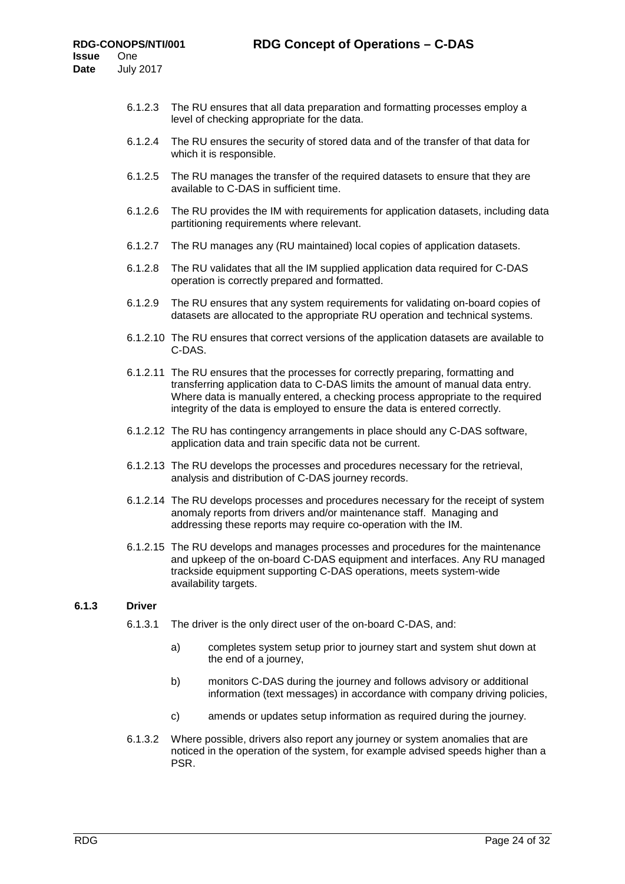6.1.2.3 The RU ensures that all data preparation and formatting processes employ a level of checking appropriate for the data.

6.1.2.4 The RU ensures the security of stored data and of the transfer of that data for which it is responsible.

6.1.2.5 The RU manages the transfer of the required datasets to ensure that they are available to C-DAS in sufficient time.

6.1.2.6 The RU provides the IM with requirements for application datasets, including data partitioning requirements where relevant.

6.1.2.7 The RU manages any (RU maintained) local copies of application datasets.

6.1.2.8 The RU validates that all the IM supplied application data required for C-DAS operation is correctly prepared and formatted.

6.1.2.9 The RU ensures that any system requirements for validating on-board copies of datasets are allocated to the appropriate RU operation and technical systems.

6.1.2.10 The RU ensures that correct versions of the application datasets are available to C-DAS.

6.1.2.11 The RU ensures that the processes for correctly preparing, formatting and transferring application data to C-DAS limits the amount of manual data entry. Where data is manually entered, a checking process appropriate to the required integrity of the data is employed to ensure the data is entered correctly.

6.1.2.12 The RU has contingency arrangements in place should any C-DAS software, application data and train specific data not be current.

6.1.2.13 The RU develops the processes and procedures necessary for the retrieval, analysis and distribution of C-DAS journey records.

6.1.2.14 The RU develops processes and procedures necessary for the receipt of system anomaly reports from drivers and/or maintenance staff. Managing and addressing these reports may require co-operation with the IM.

6.1.2.15 The RU develops and manages processes and procedures for the maintenance and upkeep of the on-board C-DAS equipment and interfaces. Any RU managed trackside equipment supporting C-DAS operations, meets system-wide availability targets.

### 6.1.3 Driver

6.1.3.1 The driver is the only direct user of the on-board C-DAS, and:

a) completes system setup prior to journey start and system shut down at the end of a journey,

b) monitors C-DAS during the journey and follows advisory or additional information (text messages) in accordance with company driving policies,

c) amends or updates setup information as required during the journey.

6.1.3.2 Where possible, drivers also report any journey or system anomalies that are noticed in the operation of the system, for example advised speeds higher than a PSR.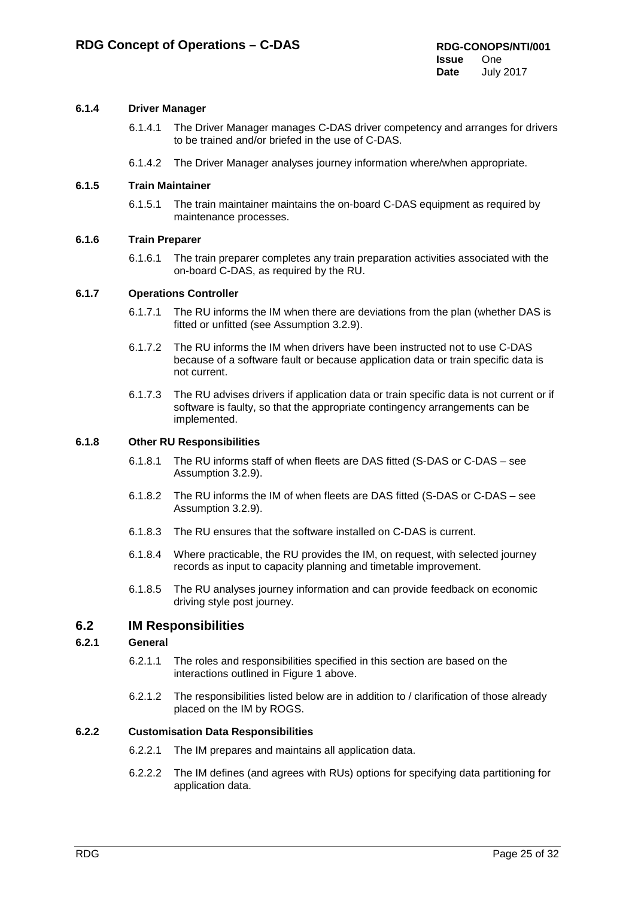#### 6.1.4 Driver Manager

6.1.4.1 The Driver Manager manages C-DAS driver competency and arranges for drivers to be trained and/or briefed in the use of C-DAS.

6.1.4.2 The Driver Manager analyses journey information where/when appropriate.

#### 6.1.5 Train Maintainer

6.1.5.1 The train maintainer maintains the on-board C-DAS equipment as required by maintenance processes.

#### 6.1.6 Train Preparer

6.1.6.1 The train preparer completes any train preparation activities associated with the on-board C-DAS, as required by the RU.

#### 6.1.7 Operations Controller

6.1.7.1 The RU informs the IM when there are deviations from the plan (whether DAS is fitted or unfitted (see Assumption 3.2.9).

6.1.7.2 The RU informs the IM when drivers have been instructed not to use C-DAS because of a software fault or because application data or train specific data is not current.

6.1.7.3 The RU advises drivers if application data or train specific data is not current or if software is faulty, so that the appropriate contingency arrangements can be implemented.

#### 6.1.8 Other RU Responsibilities

6.1.8.1 The RU informs staff of when fleets are DAS fitted (S-DAS or C-DAS – see Assumption 3.2.9).

6.1.8.2 The RU informs the IM of when fleets are DAS fitted (S-DAS or C-DAS – see Assumption 3.2.9).

6.1.8.3 The RU ensures that the software installed on C-DAS is current.

6.1.8.4 Where practicable, the RU provides the IM, on request, with selected journey records as input to capacity planning and timetable improvement.

6.1.8.5 The RU analyses journey information and can provide feedback on economic driving style post journey.

### 6.2 IM Responsibilities

#### 6.2.1 General

6.2.1.1 The roles and responsibilities specified in this section are based on the interactions outlined in Figure 1 above.

6.2.1.2 The responsibilities listed below are in addition to / clarification of those already placed on the IM by ROGS.

#### 6.2.2 Customisation Data Responsibilities

6.2.2.1 The IM prepares and maintains all application data.

6.2.2.2 The IM defines (and agrees with RUs) options for specifying data partitioning for application data.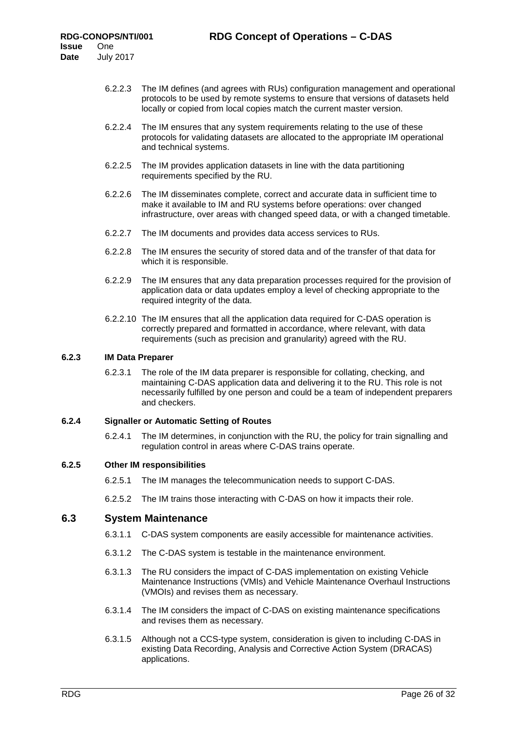6.2.2.3 The IM defines (and agrees with RUs) configuration management and operational protocols to be used by remote systems to ensure that versions of datasets held locally or copied from local copies match the current master version.

6.2.2.4 The IM ensures that any system requirements relating to the use of these protocols for validating datasets are allocated to the appropriate IM operational and technical systems.

6.2.2.5 The IM provides application datasets in line with the data partitioning requirements specified by the RU.

6.2.2.6 The IM disseminates complete, correct and accurate data in sufficient time to make it available to IM and RU systems before operations: over changed infrastructure, over areas with changed speed data, or with a changed timetable.

6.2.2.7 The IM documents and provides data access services to RUs.

6.2.2.8 The IM ensures the security of stored data and of the transfer of that data for which it is responsible.

6.2.2.9 The IM ensures that any data preparation processes required for the provision of application data or data updates employ a level of checking appropriate to the required integrity of the data.

6.2.2.10 The IM ensures that all the application data required for C-DAS operation is correctly prepared and formatted in accordance, where relevant, with data requirements (such as precision and granularity) agreed with the RU.

#### 6.2.3 IM Data Preparer

6.2.3.1 The role of the IM data preparer is responsible for collating, checking, and maintaining C-DAS application data and delivering it to the RU. This role is not necessarily fulfilled by one person and could be a team of independent preparers and checkers.

#### 6.2.4 Signaller or Automatic Setting of Routes

6.2.4.1 The IM determines, in conjunction with the RU, the policy for train signalling and regulation control in areas where C-DAS trains operate.

#### 6.2.5 Other IM responsibilities

6.2.5.1 The IM manages the telecommunication needs to support C-DAS.

6.2.5.2 The IM trains those interacting with C-DAS on how it impacts their role.

### 6.3 System Maintenance

6.3.1.1 C-DAS system components are easily accessible for maintenance activities.

6.3.1.2 The C-DAS system is testable in the maintenance environment.

6.3.1.3 The RU considers the impact of C-DAS implementation on existing Vehicle Maintenance Instructions (VMIs) and Vehicle Maintenance Overhaul Instructions (VMOIs) and revises them as necessary.

6.3.1.4 The IM considers the impact of C-DAS on existing maintenance specifications and revises them as necessary.

6.3.1.5 Although not a CCS-type system, consideration is given to including C-DAS in existing Data Recording, Analysis and Corrective Action System (DRACAS) applications.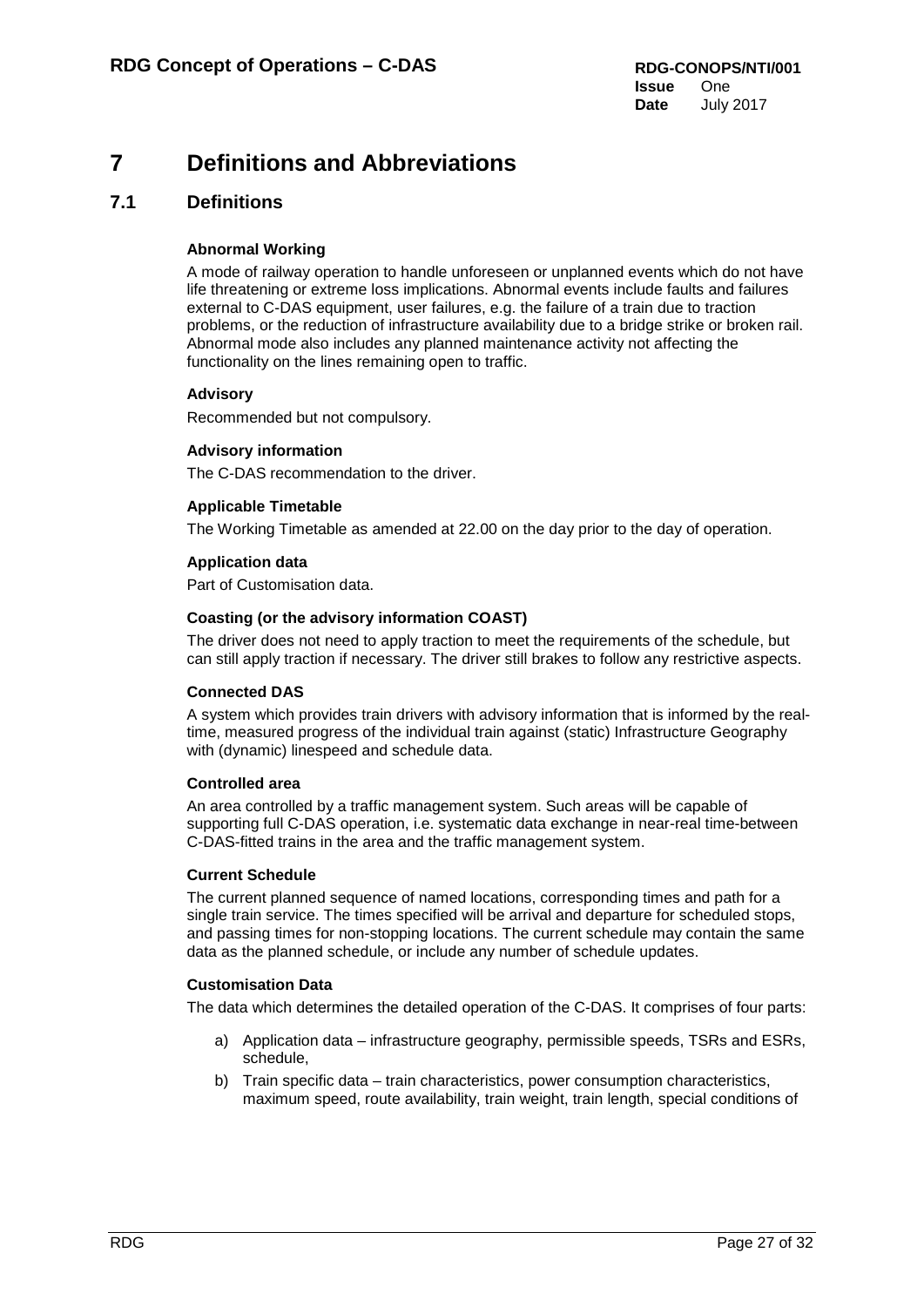# 7 Definitions and Abbreviations

## 7.1 Definitions

**Abnormal Working**

A mode of railway operation to handle unforeseen or unplanned events which do not have life threatening or extreme loss implications. Abnormal events include faults and failures external to C-DAS equipment, user failures, e.g. the failure of a train due to traction problems, or the reduction of infrastructure availability due to a bridge strike or broken rail. Abnormal mode also includes any planned maintenance activity not affecting the functionality on the lines remaining open to traffic.

**Advisory**

Recommended but not compulsory.

**Advisory information**

The C-DAS recommendation to the driver.

**Applicable Timetable**

The Working Timetable as amended at 22.00 on the day prior to the day of operation.

**Application data**

Part of Customisation data.

**Coasting (or the advisory information COAST)**

The driver does not need to apply traction to meet the requirements of the schedule, but can still apply traction if necessary. The driver still brakes to follow any restrictive aspects.

**Connected DAS**

A system which provides train drivers with advisory information that is informed by the real-time, measured progress of the individual train against (static) Infrastructure Geography with (dynamic) linespeed and schedule data.

**Controlled area**

An area controlled by a traffic management system. Such areas will be capable of supporting full C-DAS operation, i.e. systematic data exchange in near-real time-between C-DAS-fitted trains in the area and the traffic management system.

**Current Schedule**

The current planned sequence of named locations, corresponding times and path for a single train service. The times specified will be arrival and departure for scheduled stops, and passing times for non-stopping locations. The current schedule may contain the same data as the planned schedule, or include any number of schedule updates.

**Customisation Data**

The data which determines the detailed operation of the C-DAS. It comprises of four parts:

a) Application data – infrastructure geography, permissible speeds, TSRs and ESRs, schedule,

b) Train specific data – train characteristics, power consumption characteristics, maximum speed, route availability, train weight, train length, special conditions of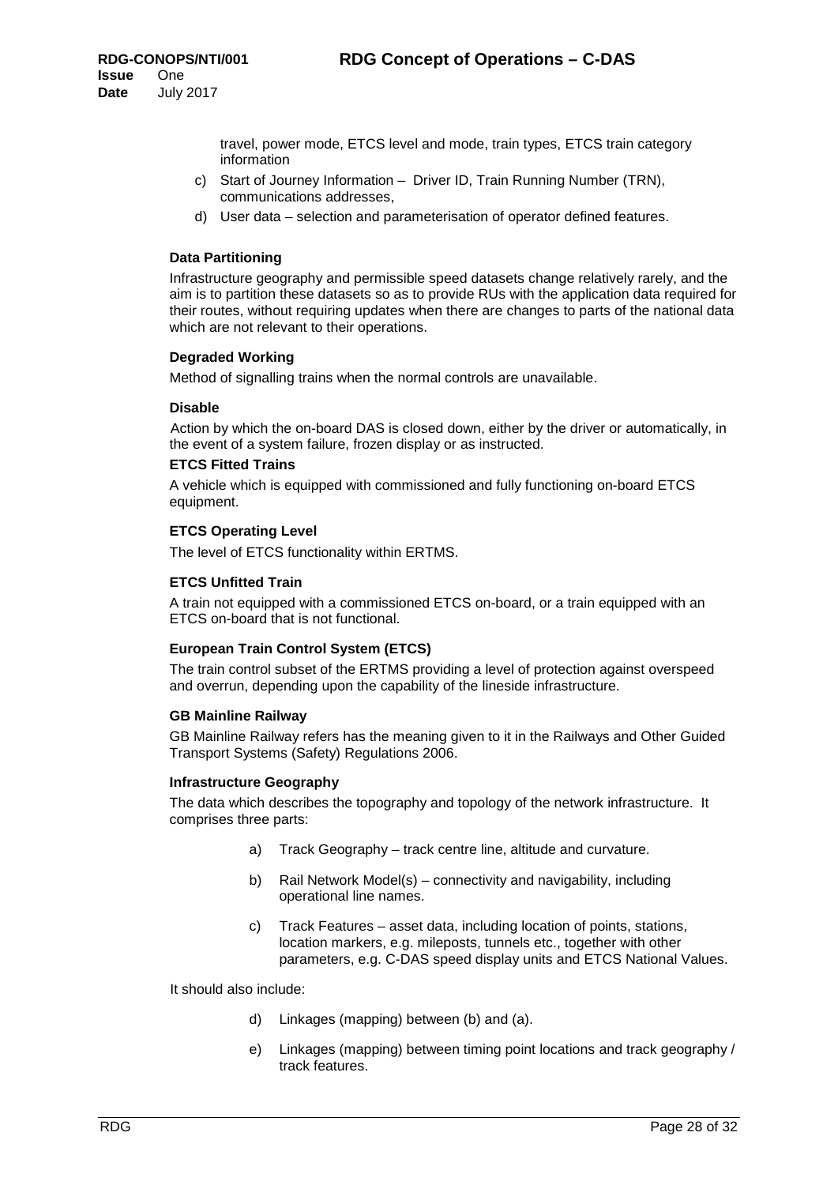travel, power mode, ETCS level and mode, train types, ETCS train category information

c) Start of Journey Information – Driver ID, Train Running Number (TRN), communications addresses,

d) User data – selection and parameterisation of operator defined features.

**Data Partitioning**

Infrastructure geography and permissible speed datasets change relatively rarely, and the aim is to partition these datasets so as to provide RUs with the application data required for their routes, without requiring updates when there are changes to parts of the national data which are not relevant to their operations.

**Degraded Working**

Method of signalling trains when the normal controls are unavailable.

**Disable**

Action by which the on-board DAS is closed down, either by the driver or automatically, in the event of a system failure, frozen display or as instructed.

**ETCS Fitted Trains**

A vehicle which is equipped with commissioned and fully functioning on-board ETCS equipment.

**ETCS Operating Level**

The level of ETCS functionality within ERTMS.

**ETCS Unfitted Train**

A train not equipped with a commissioned ETCS on-board, or a train equipped with an ETCS on-board that is not functional.

**European Train Control System (ETCS)**

The train control subset of the ERTMS providing a level of protection against overspeed and overrun, depending upon the capability of the lineside infrastructure.

**GB Mainline Railway**

GB Mainline Railway refers has the meaning given to it in the Railways and Other Guided Transport Systems (Safety) Regulations 2006.

**Infrastructure Geography**

The data which describes the topography and topology of the network infrastructure. It comprises three parts:

a) Track Geography – track centre line, altitude and curvature.

b) Rail Network Model(s) – connectivity and navigability, including operational line names.

c) Track Features – asset data, including location of points, stations, location markers, e.g. mileposts, tunnels etc., together with other parameters, e.g. C-DAS speed display units and ETCS National Values.

It should also include:

d) Linkages (mapping) between (b) and (a).

e) Linkages (mapping) between timing point locations and track geography / track features.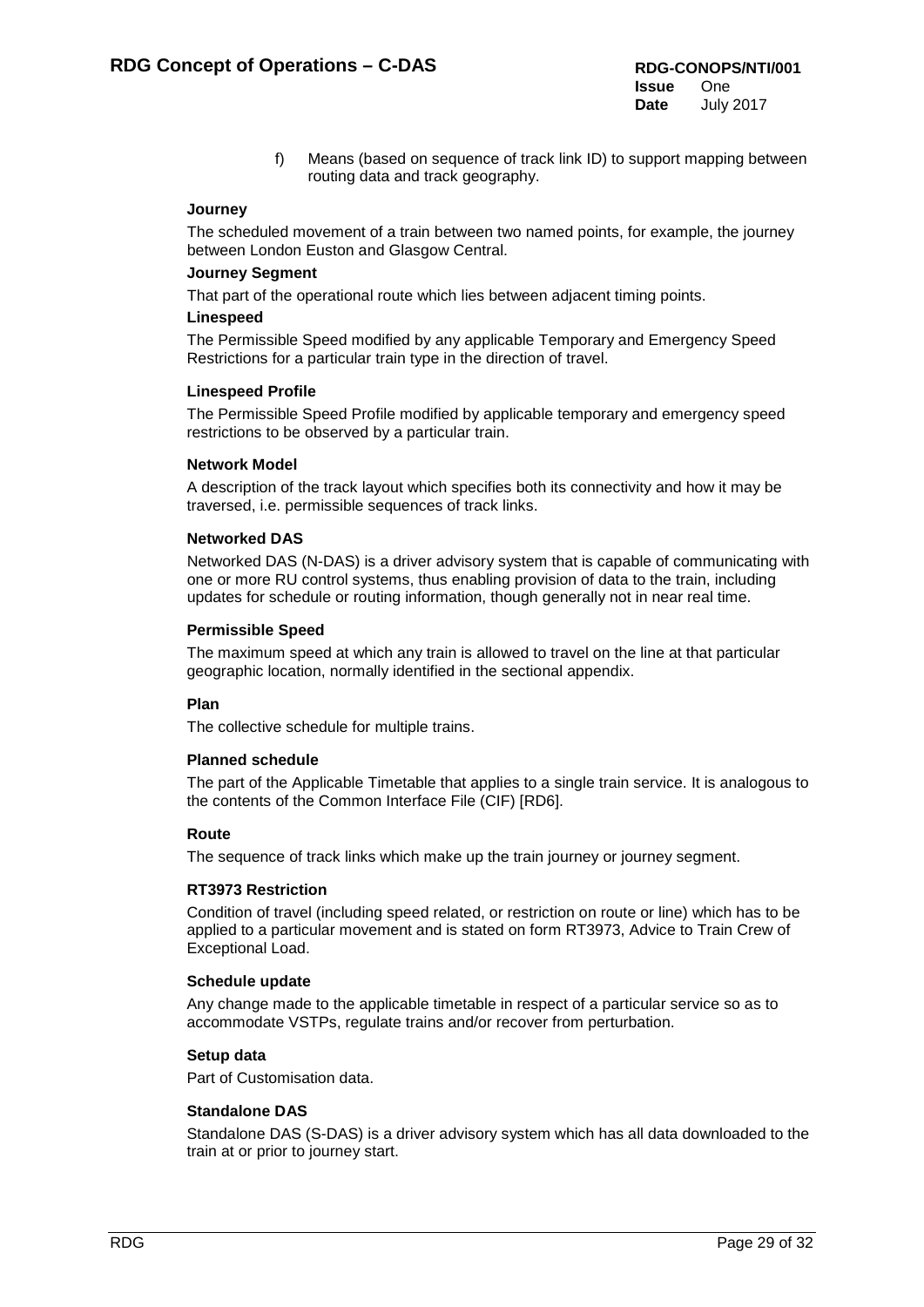f) Means (based on sequence of track link ID) to support mapping between routing data and track geography.

**Journey**

The scheduled movement of a train between two named points, for example, the journey between London Euston and Glasgow Central.

**Journey Segment**

That part of the operational route which lies between adjacent timing points.

**Linespeed**

The Permissible Speed modified by any applicable Temporary and Emergency Speed Restrictions for a particular train type in the direction of travel.

**Linespeed Profile**

The Permissible Speed Profile modified by applicable temporary and emergency speed restrictions to be observed by a particular train.

**Network Model**

A description of the track layout which specifies both its connectivity and how it may be traversed, i.e. permissible sequences of track links.

**Networked DAS**

Networked DAS (N-DAS) is a driver advisory system that is capable of communicating with one or more RU control systems, thus enabling provision of data to the train, including updates for schedule or routing information, though generally not in near real time.

**Permissible Speed**

The maximum speed at which any train is allowed to travel on the line at that particular geographic location, normally identified in the sectional appendix.

**Plan**

The collective schedule for multiple trains.

**Planned schedule**

The part of the Applicable Timetable that applies to a single train service. It is analogous to the contents of the Common Interface File (CIF) [RD6].

**Route**

The sequence of track links which make up the train journey or journey segment.

**RT3973 Restriction**

Condition of travel (including speed related, or restriction on route or line) which has to be applied to a particular movement and is stated on form RT3973, Advice to Train Crew of Exceptional Load.

**Schedule update**

Any change made to the applicable timetable in respect of a particular service so as to accommodate VSTPs, regulate trains and/or recover from perturbation.

**Setup data**

Part of Customisation data.

**Standalone DAS**

Standalone DAS (S-DAS) is a driver advisory system which has all data downloaded to the train at or prior to journey start.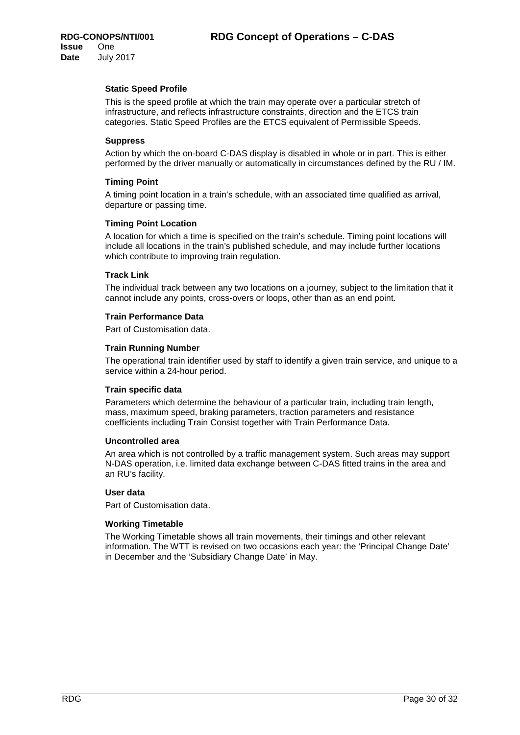**Static Speed Profile**

This is the speed profile at which the train may operate over a particular stretch of infrastructure, and reflects infrastructure constraints, direction and the ETCS train categories. Static Speed Profiles are the ETCS equivalent of Permissible Speeds.

**Suppress**

Action by which the on-board C-DAS display is disabled in whole or in part. This is either performed by the driver manually or automatically in circumstances defined by the RU / IM.

**Timing Point**

A timing point location in a train's schedule, with an associated time qualified as arrival, departure or passing time.

**Timing Point Location**

A location for which a time is specified on the train's schedule. Timing point locations will include all locations in the train's published schedule, and may include further locations which contribute to improving train regulation.

**Track Link**

The individual track between any two locations on a journey, subject to the limitation that it cannot include any points, cross-overs or loops, other than as an end point.

**Train Performance Data**

Part of Customisation data.

**Train Running Number**

The operational train identifier used by staff to identify a given train service, and unique to a service within a 24-hour period.

**Train specific data**

Parameters which determine the behaviour of a particular train, including train length, mass, maximum speed, braking parameters, traction parameters and resistance coefficients including Train Consist together with Train Performance Data.

**Uncontrolled area**

An area which is not controlled by a traffic management system. Such areas may support N-DAS operation, i.e. limited data exchange between C-DAS fitted trains in the area and an RU's facility.

**User data**

Part of Customisation data.

**Working Timetable**

The Working Timetable shows all train movements, their timings and other relevant information. The WTT is revised on two occasions each year: the 'Principal Change Date' in December and the 'Subsidiary Change Date' in May.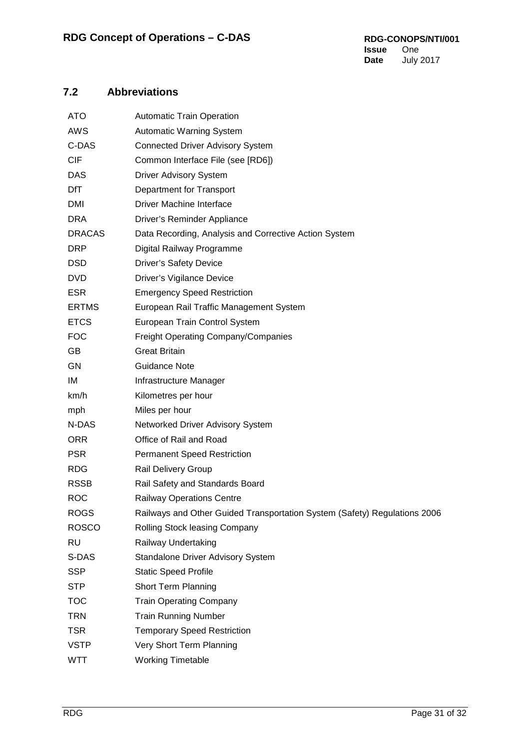## 7.2 Abbreviations

| | |
|---|---|
| ATO | Automatic Train Operation |
| AWS | Automatic Warning System |
| C-DAS | Connected Driver Advisory System |
| CIF | Common Interface File (see [RD6]) |
| DAS | Driver Advisory System |
| DfT | Department for Transport |
| DMI | Driver Machine Interface |
| DRA | Driver's Reminder Appliance |
| DRACAS | Data Recording, Analysis and Corrective Action System |
| DRP | Digital Railway Programme |
| DSD | Driver's Safety Device |
| DVD | Driver's Vigilance Device |
| ESR | Emergency Speed Restriction |
| ERTMS | European Rail Traffic Management System |
| ETCS | European Train Control System |
| FOC | Freight Operating Company/Companies |
| GB | Great Britain |
| GN | Guidance Note |
| IM | Infrastructure Manager |
| km/h | Kilometres per hour |
| mph | Miles per hour |
| N-DAS | Networked Driver Advisory System |
| ORR | Office of Rail and Road |
| PSR | Permanent Speed Restriction |
| RDG | Rail Delivery Group |
| RSSB | Rail Safety and Standards Board |
| ROC | Railway Operations Centre |
| ROGS | Railways and Other Guided Transportation System (Safety) Regulations 2006 |
| ROSCO | Rolling Stock leasing Company |
| RU | Railway Undertaking |
| S-DAS | Standalone Driver Advisory System |
| SSP | Static Speed Profile |
| STP | Short Term Planning |
| TOC | Train Operating Company |
| TRN | Train Running Number |
| TSR | Temporary Speed Restriction |
| VSTP | Very Short Term Planning |
| WTT | Working Timetable |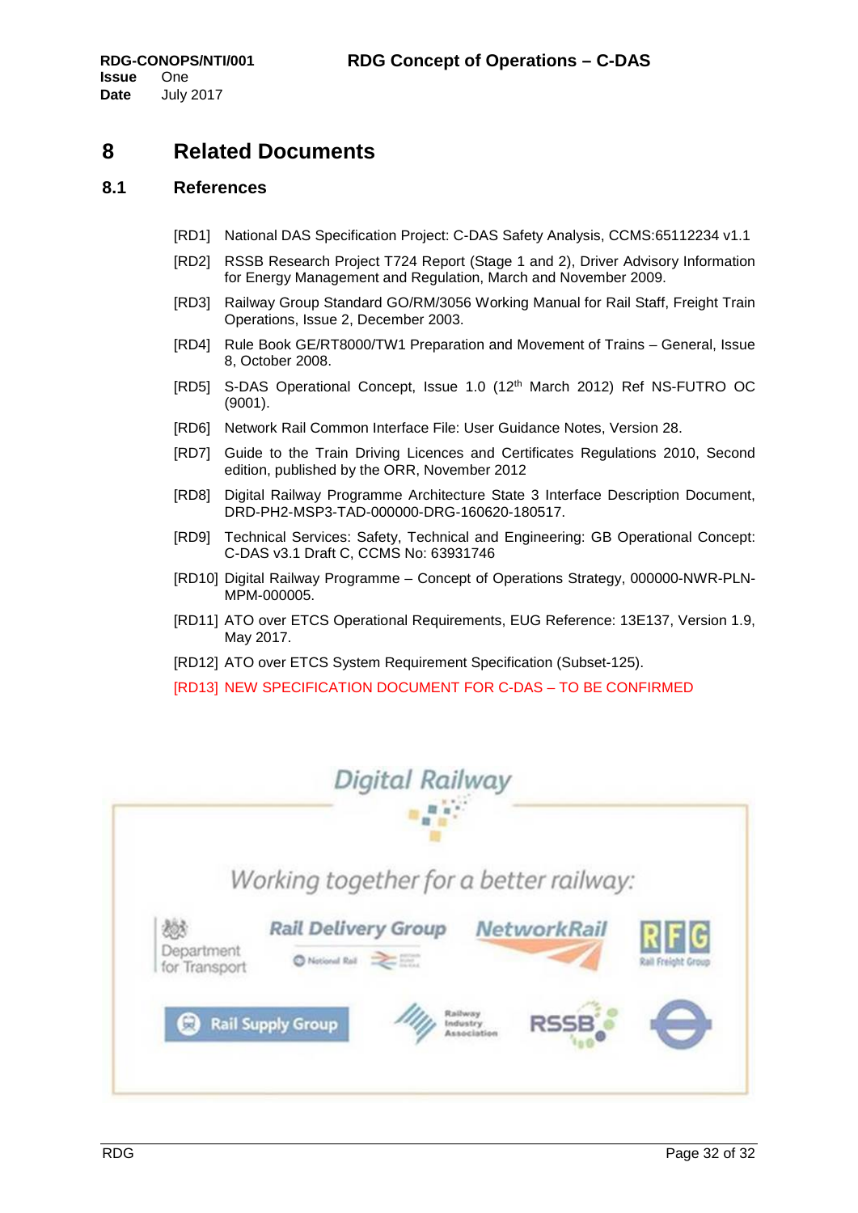# 8 Related Documents

## 8.1 References

[RD1] National DAS Specification Project: C-DAS Safety Analysis, CCMS:65112234 v1.1

[RD2] RSSB Research Project T724 Report (Stage 1 and 2), Driver Advisory Information for Energy Management and Regulation, March and November 2009.

[RD3] Railway Group Standard GO/RM/3056 Working Manual for Rail Staff, Freight Train Operations, Issue 2, December 2003.

[RD4] Rule Book GE/RT8000/TW1 Preparation and Movement of Trains – General, Issue 8, October 2008.

[RD5] S-DAS Operational Concept, Issue 1.0 (12th March 2012) Ref NS-FUTRO OC (9001).

[RD6] Network Rail Common Interface File: User Guidance Notes, Version 28.

[RD7] Guide to the Train Driving Licences and Certificates Regulations 2010, Second edition, published by the ORR, November 2012

[RD8] Digital Railway Programme Architecture State 3 Interface Description Document, DRD-PH2-MSP3-TAD-000000-DRG-160620-180517.

[RD9] Technical Services: Safety, Technical and Engineering: GB Operational Concept: C-DAS v3.1 Draft C, CCMS No: 63931746

[RD10] Digital Railway Programme – Concept of Operations Strategy, 000000-NWR-PLN-MPM-000005.

[RD11] ATO over ETCS Operational Requirements, EUG Reference: 13E137, Version 1.9, May 2017.

[RD12] ATO over ETCS System Requirement Specification (Subset-125).

[RD13] NEW SPECIFICATION DOCUMENT FOR C-DAS – TO BE CONFIRMED

Digital Railway

Working together for a better railway:

Department for Transport · Rail Delivery Group · NetworkRail · RFG Rail Freight Group · Rail Supply Group · Railway Industry Association · RSSB